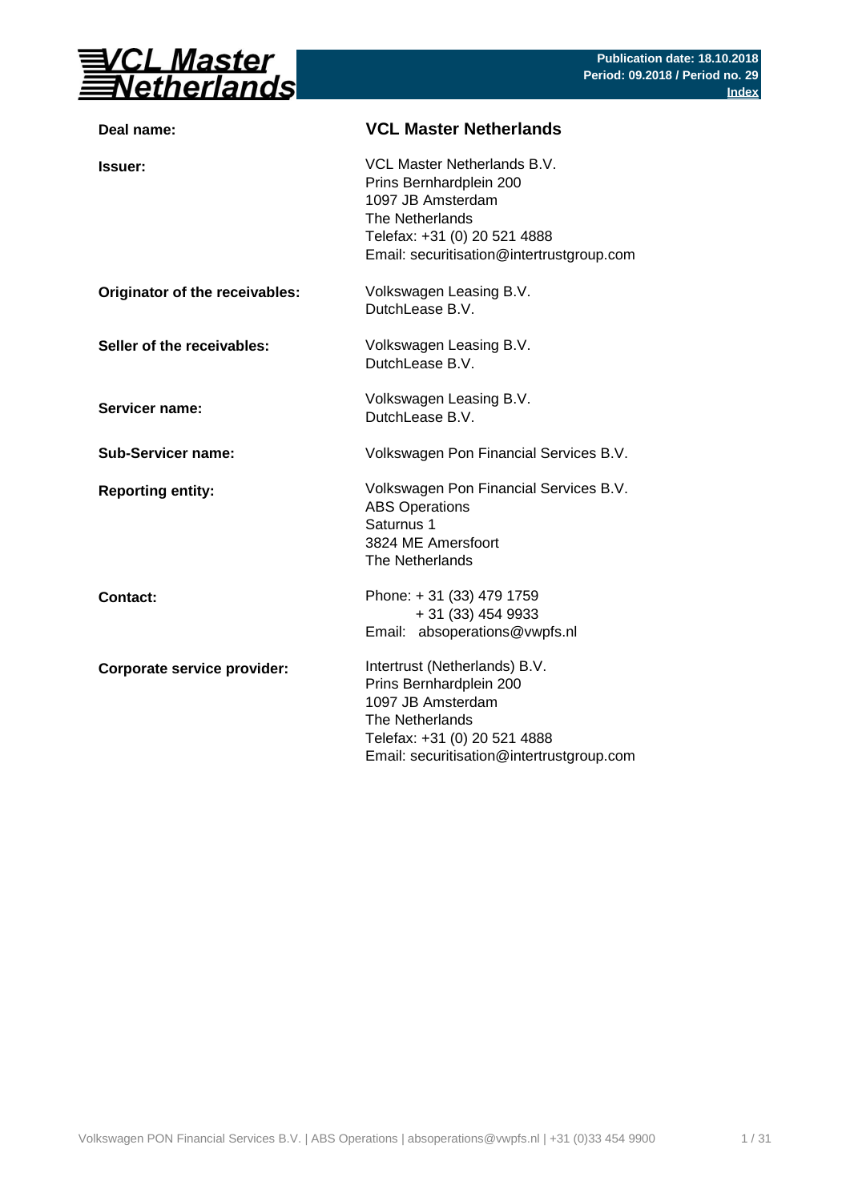**VCL Master Netherlands**

**Publication date: 18.10.2018**
**Period: 09.2018 / Period no. 29**
**Index**

| | |
|---|---|
| **Deal name:** | **VCL Master Netherlands** |
| **Issuer:** | VCL Master Netherlands B.V.<br>Prins Bernhardplein 200<br>1097 JB Amsterdam<br>The Netherlands<br>Telefax: +31 (0) 20 521 4888<br>Email: securitisation@intertrustgroup.com |
| **Originator of the receivables:** | Volkswagen Leasing B.V.<br>DutchLease B.V. |
| **Seller of the receivables:** | Volkswagen Leasing B.V.<br>DutchLease B.V. |
| **Servicer name:** | Volkswagen Leasing B.V.<br>DutchLease B.V. |
| **Sub-Servicer name:** | Volkswagen Pon Financial Services B.V. |
| **Reporting entity:** | Volkswagen Pon Financial Services B.V.<br>ABS Operations<br>Saturnus 1<br>3824 ME Amersfoort<br>The Netherlands |
| **Contact:** | Phone: + 31 (33) 479 1759<br>+ 31 (33) 454 9933<br>Email: absoperations@vwpfs.nl |
| **Corporate service provider:** | Intertrust (Netherlands) B.V.<br>Prins Bernhardplein 200<br>1097 JB Amsterdam<br>The Netherlands<br>Telefax: +31 (0) 20 521 4888<br>Email: securitisation@intertrustgroup.com |

Volkswagen PON Financial Services B.V. | ABS Operations | absoperations@vwpfs.nl | +31 (0)33 454 9900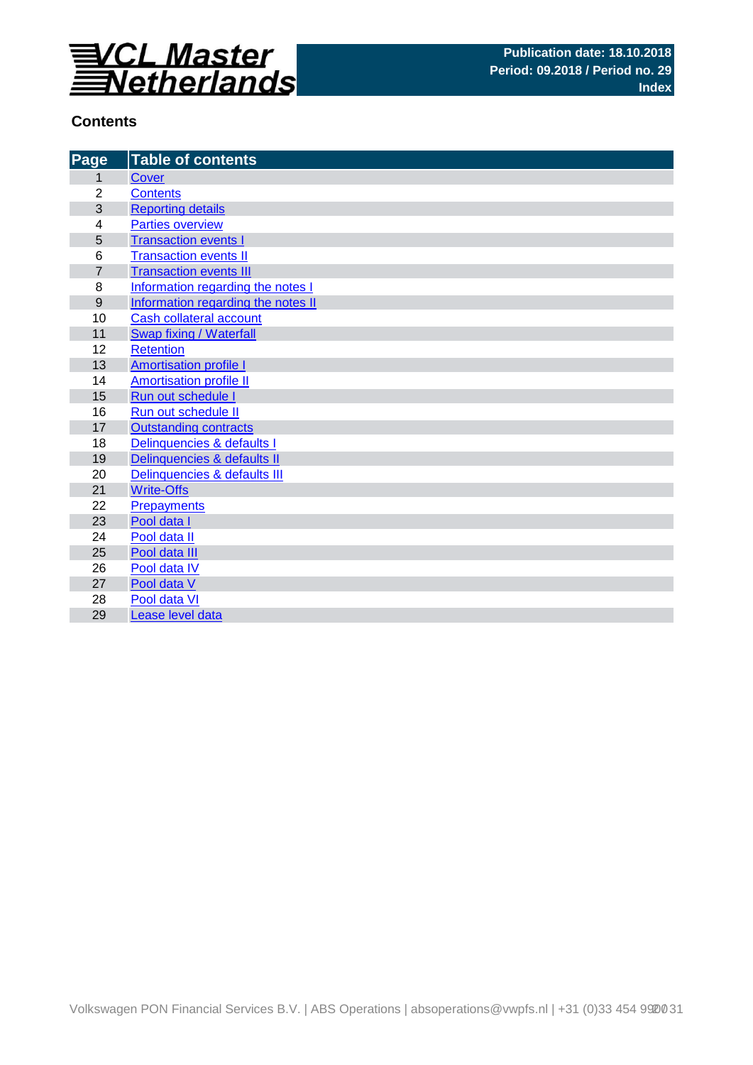VCL Master Netherlands

**Publication date: 18.10.2018**
**Period: 09.2018 / Period no. 29**
**Index**

## Contents

| Page | Table of contents |
|---|---|
| 1 | Cover |
| 2 | Contents |
| 3 | Reporting details |
| 4 | Parties overview |
| 5 | Transaction events I |
| 6 | Transaction events II |
| 7 | Transaction events III |
| 8 | Information regarding the notes I |
| 9 | Information regarding the notes II |
| 10 | Cash collateral account |
| 11 | Swap fixing / Waterfall |
| 12 | Retention |
| 13 | Amortisation profile I |
| 14 | Amortisation profile II |
| 15 | Run out schedule I |
| 16 | Run out schedule II |
| 17 | Outstanding contracts |
| 18 | Delinquencies & defaults I |
| 19 | Delinquencies & defaults II |
| 20 | Delinquencies & defaults III |
| 21 | Write-Offs |
| 22 | Prepayments |
| 23 | Pool data I |
| 24 | Pool data II |
| 25 | Pool data III |
| 26 | Pool data IV |
| 27 | Pool data V |
| 28 | Pool data VI |
| 29 | Lease level data |

Volkswagen PON Financial Services B.V. | ABS Operations | absoperations@vwpfs.nl | +31 (0)33 454 9900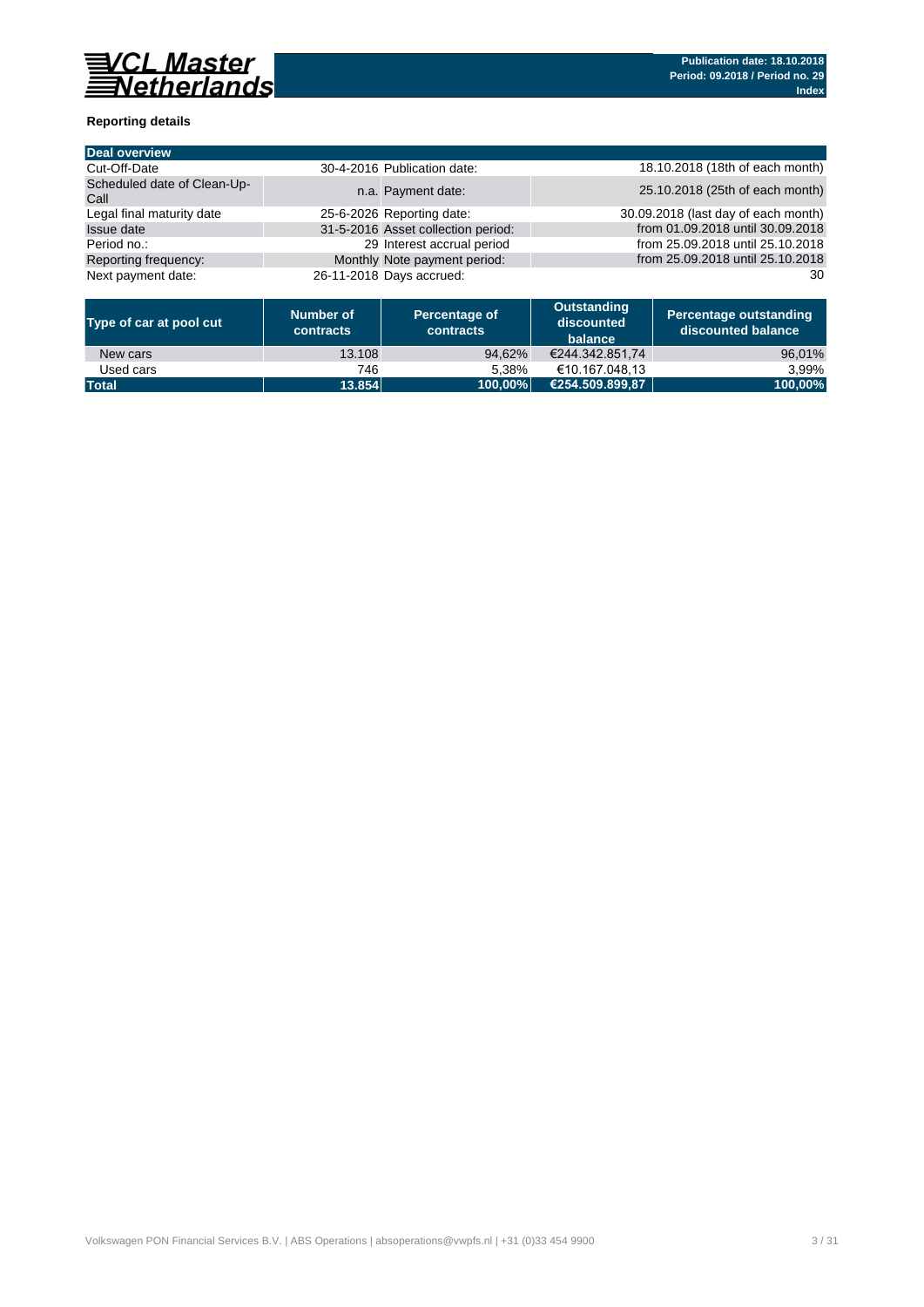# Reporting details

| Deal overview | | | |
|---|---|---|---|
| Cut-Off-Date | 30-4-2016 | Publication date: | 18.10.2018 (18th of each month) |
| Scheduled date of Clean-Up-Call | n.a. | Payment date: | 25.10.2018 (25th of each month) |
| Legal final maturity date | 25-6-2026 | Reporting date: | 30.09.2018 (last day of each month) |
| Issue date | 31-5-2016 | Asset collection period: | from 01.09.2018 until 30.09.2018 |
| Period no.: | 29 | Interest accrual period | from 25.09.2018 until 25.10.2018 |
| Reporting frequency: | Monthly | Note payment period: | from 25.09.2018 until 25.10.2018 |
| Next payment date: | 26-11-2018 | Days accrued: | 30 |

| Type of car at pool cut | Number of contracts | Percentage of contracts | Outstanding discounted balance | Percentage outstanding discounted balance |
|---|---|---|---|---|
| New cars | 13.108 | 94,62% | €244.342.851,74 | 96,01% |
| Used cars | 746 | 5,38% | €10.167.048,13 | 3,99% |
| **Total** | **13.854** | **100,00%** | **€254.509.899,87** | **100,00%** |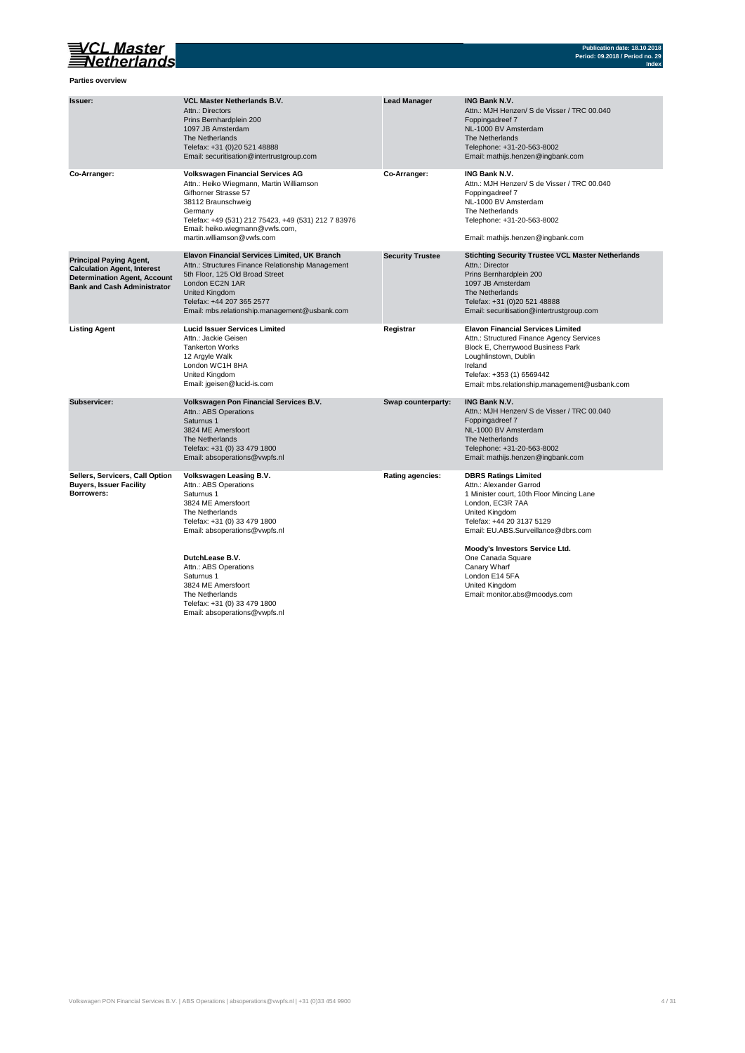**Parties overview**

| | | | |
|---|---|---|---|
| **Issuer:** | **VCL Master Netherlands B.V.**<br>Attn.: Directors<br>Prins Bernhardplein 200<br>1097 JB Amsterdam<br>The Netherlands<br>Telefax: +31 (0)20 521 48888<br>Email: securitisation@intertrustgroup.com | **Lead Manager** | **ING Bank N.V.**<br>Attn.: MJH Henzen/ S de Visser / TRC 00.040<br>Foppingadreef 7<br>NL-1000 BV Amsterdam<br>The Netherlands<br>Telephone: +31-20-563-8002<br>Email: mathijs.henzen@ingbank.com |
| **Co-Arranger:** | **Volkswagen Financial Services AG**<br>Attn.: Heiko Wiegmann, Martin Williamson<br>Gifhorner Strasse 57<br>38112 Braunschweig<br>Germany<br>Telefax: +49 (531) 212 75423, +49 (531) 212 7 83976<br>Email: heiko.wiegmann@vwfs.com,<br>martin.williamson@vwfs.com | **Co-Arranger:** | **ING Bank N.V.**<br>Attn.: MJH Henzen/ S de Visser / TRC 00.040<br>Foppingadreef 7<br>NL-1000 BV Amsterdam<br>The Netherlands<br>Telephone: +31-20-563-8002<br>Email: mathijs.henzen@ingbank.com |
| **Principal Paying Agent, Calculation Agent, Interest Determination Agent, Account Bank and Cash Administrator** | **Elavon Financial Services Limited, UK Branch**<br>Attn.: Structures Finance Relationship Management<br>5th Floor, 125 Old Broad Street<br>London EC2N 1AR<br>United Kingdom<br>Telefax: +44 207 365 2577<br>Email: mbs.relationship.management@usbank.com | **Security Trustee** | **Stichting Security Trustee VCL Master Netherlands**<br>Attn.: Director<br>Prins Bernhardplein 200<br>1097 JB Amsterdam<br>The Netherlands<br>Telefax: +31 (0)20 521 48888<br>Email: securitisation@intertrustgroup.com |
| **Listing Agent** | **Lucid Issuer Services Limited**<br>Attn.: Jackie Geisen<br>Tankerton Works<br>12 Argyle Walk<br>London WC1H 8HA<br>United Kingdom<br>Email: jgeisen@lucid-is.com | **Registrar** | **Elavon Financial Services Limited**<br>Attn.: Structured Finance Agency Services<br>Block E, Cherrywood Business Park<br>Loughlinstown, Dublin<br>Ireland<br>Telefax: +353 (1) 6569442<br>Email: mbs.relationship.management@usbank.com |
| **Subservicer:** | **Volkswagen Pon Financial Services B.V.**<br>Attn.: ABS Operations<br>Saturnus 1<br>3824 ME Amersfoort<br>The Netherlands<br>Telefax: +31 (0) 33 479 1800<br>Email: absoperations@vwpfs.nl | **Swap counterparty:** | **ING Bank N.V.**<br>Attn.: MJH Henzen/ S de Visser / TRC 00.040<br>Foppingadreef 7<br>NL-1000 BV Amsterdam<br>The Netherlands<br>Telephone: +31-20-563-8002<br>Email: mathijs.henzen@ingbank.com |
| **Sellers, Servicers, Call Option Buyers, Issuer Facility Borrowers:** | **Volkswagen Leasing B.V.**<br>Attn.: ABS Operations<br>Saturnus 1<br>3824 ME Amersfoort<br>The Netherlands<br>Telefax: +31 (0) 33 479 1800<br>Email: absoperations@vwpfs.nl<br><br>**DutchLease B.V.**<br>Attn.: ABS Operations<br>Saturnus 1<br>3824 ME Amersfoort<br>The Netherlands<br>Telefax: +31 (0) 33 479 1800<br>Email: absoperations@vwpfs.nl | **Rating agencies:** | **DBRS Ratings Limited**<br>Attn.: Alexander Garrod<br>1 Minister court, 10th Floor Mincing Lane<br>London, EC3R 7AA<br>United Kingdom<br>Telefax: +44 20 3137 5129<br>Email: EU.ABS.Surveillance@dbrs.com<br><br>**Moody's Investors Service Ltd.**<br>One Canada Square<br>Canary Wharf<br>London E14 5FA<br>United Kingdom<br>Email: monitor.abs@moodys.com |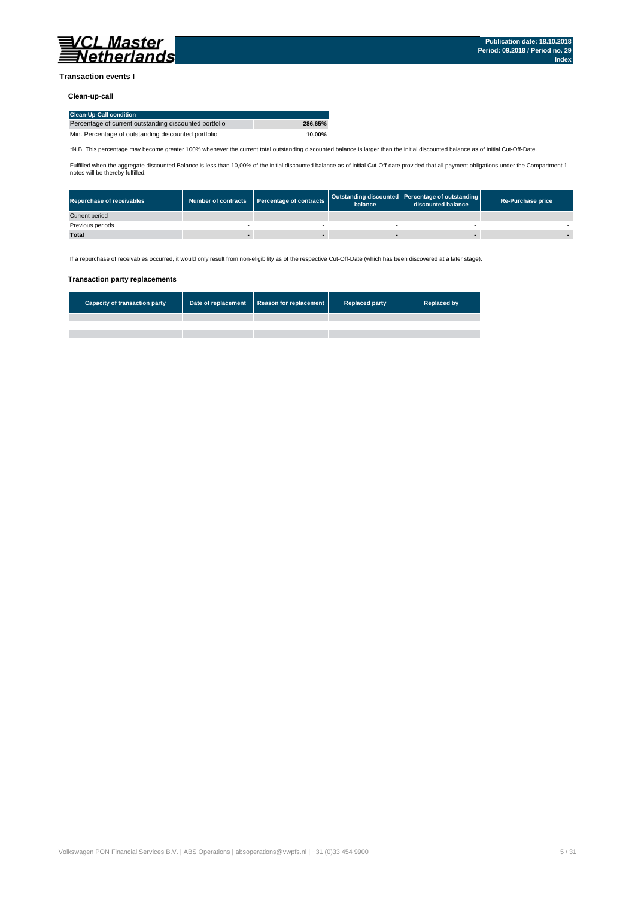## Transaction events I

### Clean-up-call

| Clean-Up-Call condition | |
|---|---|
| Percentage of current outstanding discounted portfolio | 286,65% |
| Min. Percentage of outstanding discounted portfolio | 10,00% |

*N.B. This percentage may become greater 100% whenever the current total outstanding discounted balance is larger than the initial discounted balance as of initial Cut-Off-Date.

Fulfilled when the aggregate discounted Balance is less than 10,00% of the initial discounted balance as of initial Cut-Off date provided that all payment obligations under the Compartment 1 notes will be thereby fulfilled.

| Repurchase of receivables | Number of contracts | Percentage of contracts | Outstanding discounted balance | Percentage of outstanding discounted balance | Re-Purchase price |
|---|---|---|---|---|---|
| Current period | - | - | - | - | - |
| Previous periods | - | - | - | - | - |
| **Total** | **-** | **-** | **-** | **-** | **-** |

If a repurchase of receivables occurred, it would only result from non-eligibility as of the respective Cut-Off-Date (which has been discovered at a later stage).

### Transaction party replacements

| Capacity of transaction party | Date of replacement | Reason for replacement | Replaced party | Replaced by |
|---|---|---|---|---|
| | | | | |
| | | | | |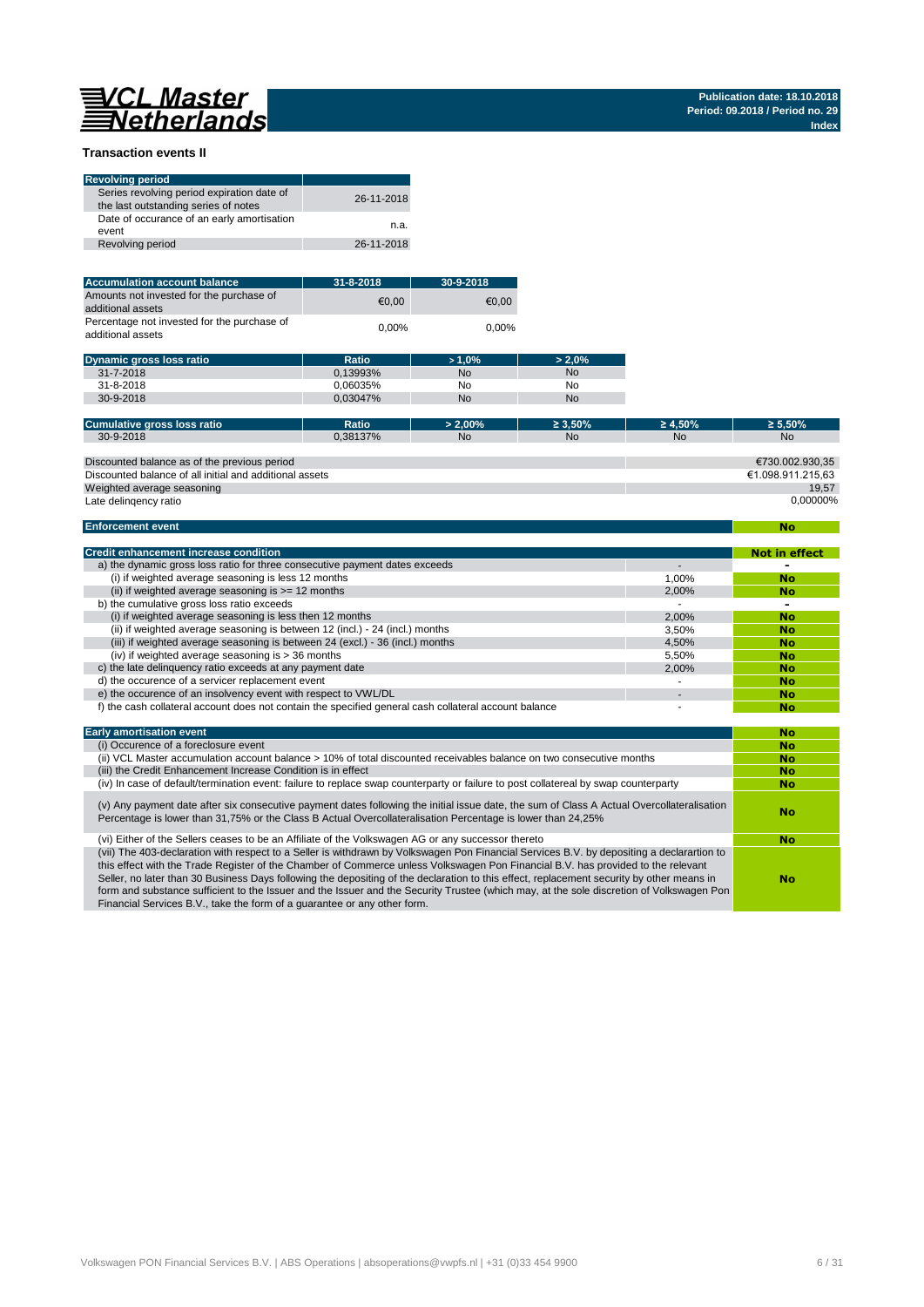## Transaction events II

| Revolving period | |
|---|---|
| Series revolving period expiration date of the last outstanding series of notes | 26-11-2018 |
| Date of occurance of an early amortisation event | n.a. |
| Revolving period | 26-11-2018 |

| Accumulation account balance | 31-8-2018 | 30-9-2018 |
|---|---|---|
| Amounts not invested for the purchase of additional assets | €0,00 | €0,00 |
| Percentage not invested for the purchase of additional assets | 0,00% | 0,00% |

| Dynamic gross loss ratio | Ratio | > 1,0% | > 2,0% |
|---|---|---|---|
| 31-7-2018 | 0,13993% | No | No |
| 31-8-2018 | 0,06035% | No | No |
| 30-9-2018 | 0,03047% | No | No |

| Cumulative gross loss ratio | Ratio | > 2,00% | ≥ 3,50% | ≥ 4,50% | ≥ 5,50% |
|---|---|---|---|---|---|
| 30-9-2018 | 0,38137% | No | No | No | No |

| | |
|---|---|
| Discounted balance as of the previous period | €730.002.930,35 |
| Discounted balance of all initial and additional assets | €1.098.911.215,63 |
| Weighted average seasoning | 19,57 |
| Late delinqency ratio | 0,00000% |

| Enforcement event | No |
|---|---|

| Credit enhancement increase condition | | Not in effect |
|---|---|---|
| a) the dynamic gross loss ratio for three consecutive payment dates exceeds | - | - |
| (i) if weighted average seasoning is less 12 months | 1,00% | No |
| (ii) if weighted average seasoning is >= 12 months | 2,00% | No |
| b) the cumulative gross loss ratio exceeds | - | - |
| (i) if weighted average seasoning is less then 12 months | 2,00% | No |
| (ii) if weighted average seasoning is between 12 (incl.) - 24 (incl.) months | 3,50% | No |
| (iii) if weighted average seasoning is between 24 (excl.) - 36 (incl.) months | 4,50% | No |
| (iv) if weighted average seasoning is > 36 months | 5,50% | No |
| c) the late delinquency ratio exceeds at any payment date | 2,00% | No |
| d) the occurence of a servicer replacement event | - | No |
| e) the occurence of an insolvency event with respect to VWL/DL | - | No |
| f) the cash collateral account does not contain the specified general cash collateral account balance | - | No |

| Early amortisation event | No |
|---|---|
| (i) Occurence of a foreclosure event | No |
| (ii) VCL Master accumulation account balance > 10% of total discounted receivables balance on two consecutive months | No |
| (iii) the Credit Enhancement Increase Condition is in effect | No |
| (iv) In case of default/termination event: failure to replace swap counterparty or failure to post collatereal by swap counterparty | No |
| (v) Any payment date after six consecutive payment dates following the initial issue date, the sum of Class A Actual Overcollateralisation Percentage is lower than 31,75% or the Class B Actual Overcollateralisation Percentage is lower than 24,25% | No |
| (vi) Either of the Sellers ceases to be an Affiliate of the Volkswagen AG or any successor thereto | No |
| (vii) The 403-declaration with respect to a Seller is withdrawn by Volkswagen Pon Financial Services B.V. by depositing a declartion to this effect with the Trade Register of the Chamber of Commerce unless Volkswagen Pon Financial B.V. has provided to the relevant Seller, no later than 30 Business Days following the depositing of the declaration to this effect, replacement security by other means in form and substance sufficient to the Issuer and the Issuer and the Security Trustee (which may, at the sole discretion of Volkswagen Pon Financial Services B.V., take the form of a guarantee or any other form. | No |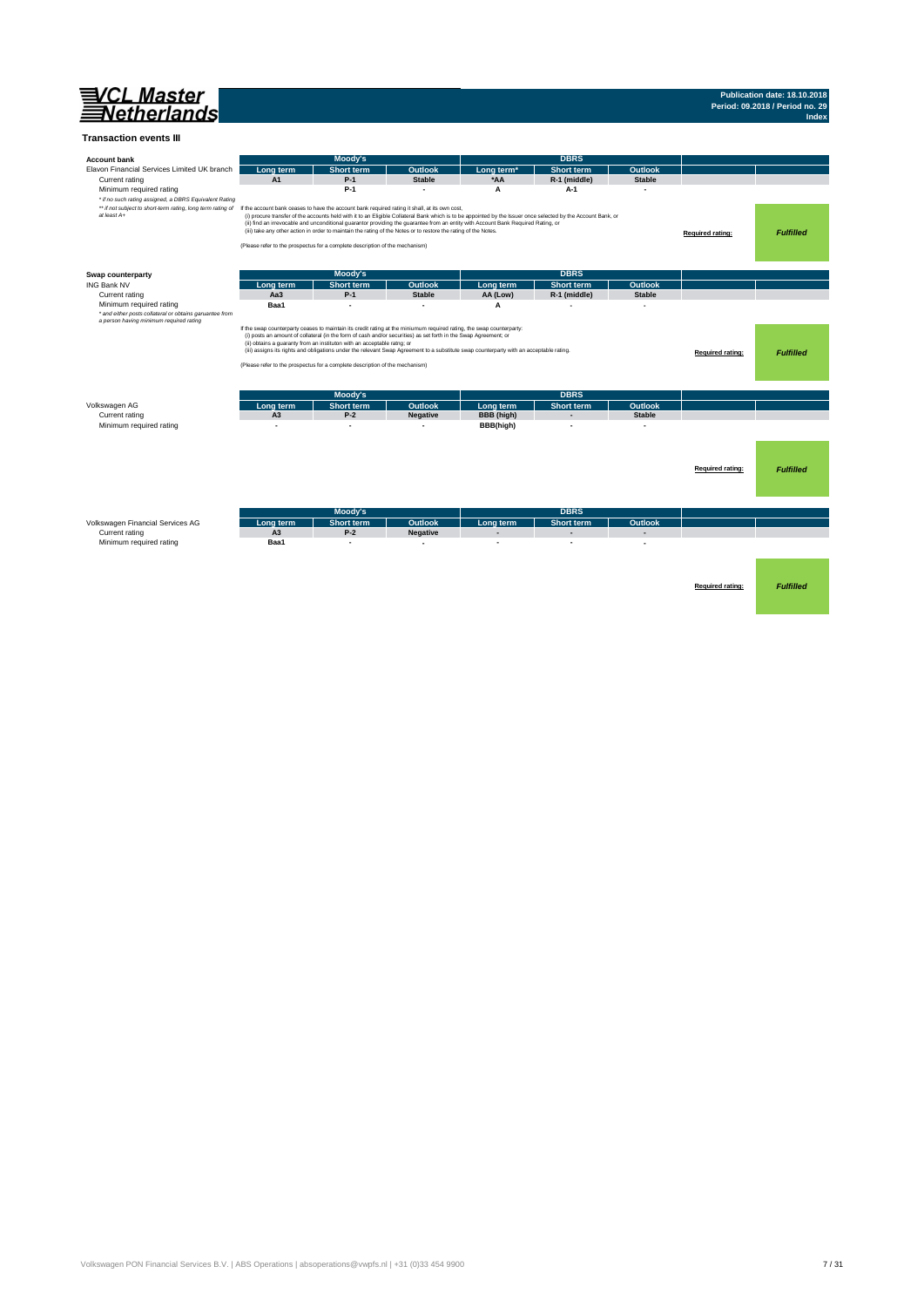**Publication date: 18.10.2018**
**Period: 09.2018 / Period no. 29**
**Index**

## Transaction events III

### Account bank

| Elavon Financial Services Limited UK branch | Moody's Long term | Moody's Short term | Moody's Outlook | DBRS Long term* | DBRS Short term | DBRS Outlook | | |
|---|---|---|---|---|---|---|---|---|
| Current rating | A1 | P-1 | Stable | *AA | R-1 (middle) | Stable | | |
| Minimum required rating | | P-1 | - | A | A-1 | - | | |

*\* if no such rating assigned, a DBRS Equivalent Rating*

*\*\* if not subject to short-term rating, long term rating of at least A+*

If the account bank ceases to have the account bank required rating it shall, at its own cost,
(i) procure transfer of the accounts held with it to an Eligible Collateral Bank which is to be appointed by the Issuer once selected by the Account Bank, or
(ii) find an irrevocable and unconditional guarantor providing the guarantee from an entity with Account Bank Required Rating, or
(iii) take any other action in order to maintain the rating of the Notes or to restore the rating of the Notes.

(Please refer to the prospectus for a complete description of the mechanism)

**Required rating:** *Fulfilled*

### Swap counterparty

| ING Bank NV | Moody's Long term | Moody's Short term | Moody's Outlook | DBRS Long term | DBRS Short term | DBRS Outlook | | |
|---|---|---|---|---|---|---|---|---|
| Current rating | Aa3 | P-1 | Stable | AA (Low) | R-1 (middle) | Stable | | |
| Minimum required rating | Baa1 | - | - | A | - | - | | |

*\* and either posts collateral or obtains garuantee from a person having minimum required rating*

If the swap counterparty ceases to maintain its credit rating at the miniumum required rating, the swap counterparty:
(i) posts an amount of collateral (in the form of cash and/or securities) as set forth in the Swap Agreement; or
(ii) obtains a guaranty from an instituton with an acceptable rating; or
(iii) assigns its rights and obligations under the relevant Swap Agreement to a substitute swap counterparty with an acceptable rating.

(Please refer to the prospectus for a complete description of the mechanism)

**Required rating:** *Fulfilled*

| Volkswagen AG | Moody's Long term | Moody's Short term | Moody's Outlook | DBRS Long term | DBRS Short term | DBRS Outlook | | |
|---|---|---|---|---|---|---|---|---|
| Current rating | A3 | P-2 | Negative | BBB (high) | - | Stable | | |
| Minimum required rating | - | - | - | BBB(high) | - | - | | |

**Required rating:** *Fulfilled*

| Volkswagen Financial Services AG | Moody's Long term | Moody's Short term | Moody's Outlook | DBRS Long term | DBRS Short term | DBRS Outlook | | |
|---|---|---|---|---|---|---|---|---|
| Current rating | A3 | P-2 | Negative | - | - | - | | |
| Minimum required rating | Baa1 | - | - | - | - | - | | |

**Required rating:** *Fulfilled*

Volkswagen PON Financial Services B.V. | ABS Operations | absoperations@vwpfs.nl | +31 (0)33 454 9900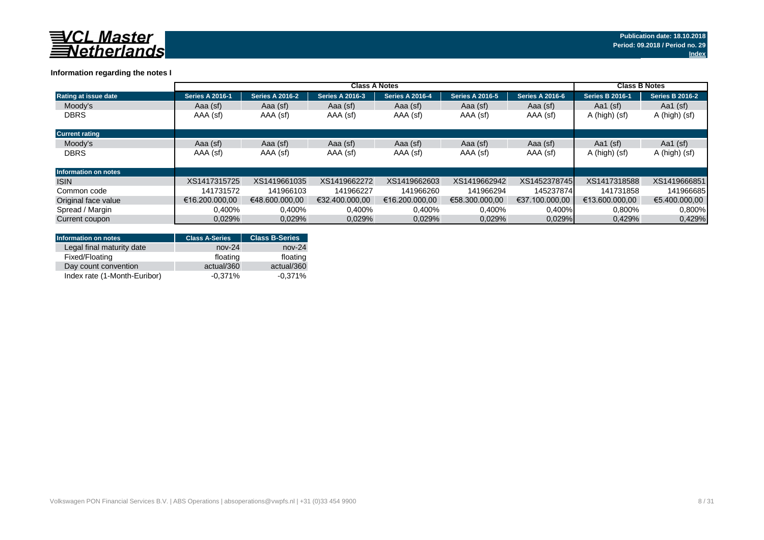VCL Master Netherlands

Publication date: 18.10.2018
Period: 09.2018 / Period no. 29
Index

**Information regarding the notes I**

| | Class A Notes | | | | | | Class B Notes | |
|---|---|---|---|---|---|---|---|---|
| **Rating at issue date** | **Series A 2016-1** | **Series A 2016-2** | **Series A 2016-3** | **Series A 2016-4** | **Series A 2016-5** | **Series A 2016-6** | **Series B 2016-1** | **Series B 2016-2** |
| Moody's | Aaa (sf) | Aaa (sf) | Aaa (sf) | Aaa (sf) | Aaa (sf) | Aaa (sf) | Aa1 (sf) | Aa1 (sf) |
| DBRS | AAA (sf) | AAA (sf) | AAA (sf) | AAA (sf) | AAA (sf) | AAA (sf) | A (high) (sf) | A (high) (sf) |
| **Current rating** | | | | | | | | |
| Moody's | Aaa (sf) | Aaa (sf) | Aaa (sf) | Aaa (sf) | Aaa (sf) | Aaa (sf) | Aa1 (sf) | Aa1 (sf) |
| DBRS | AAA (sf) | AAA (sf) | AAA (sf) | AAA (sf) | AAA (sf) | AAA (sf) | A (high) (sf) | A (high) (sf) |
| **Information on notes** | | | | | | | | |
| ISIN | XS1417315725 | XS1419661035 | XS1419662272 | XS1419662603 | XS1419662942 | XS1452378745 | XS1417318588 | XS1419666851 |
| Common code | 141731572 | 141966103 | 141966227 | 141966260 | 141966294 | 145237874 | 141731858 | 141966685 |
| Original face value | €16.200.000,00 | €48.600.000,00 | €32.400.000,00 | €16.200.000,00 | €58.300.000,00 | €37.100.000,00 | €13.600.000,00 | €5.400.000,00 |
| Spread / Margin | 0,400% | 0,400% | 0,400% | 0,400% | 0,400% | 0,400% | 0,800% | 0,800% |
| Current coupon | 0,029% | 0,029% | 0,029% | 0,029% | 0,029% | 0,029% | 0,429% | 0,429% |

| Information on notes | Class A-Series | Class B-Series |
|---|---|---|
| Legal final maturity date | nov-24 | nov-24 |
| Fixed/Floating | floating | floating |
| Day count convention | actual/360 | actual/360 |
| Index rate (1-Month-Euribor) | -0,371% | -0,371% |

Volkswagen PON Financial Services B.V. | ABS Operations | absoperations@vwpfs.nl | +31 (0)33 454 9900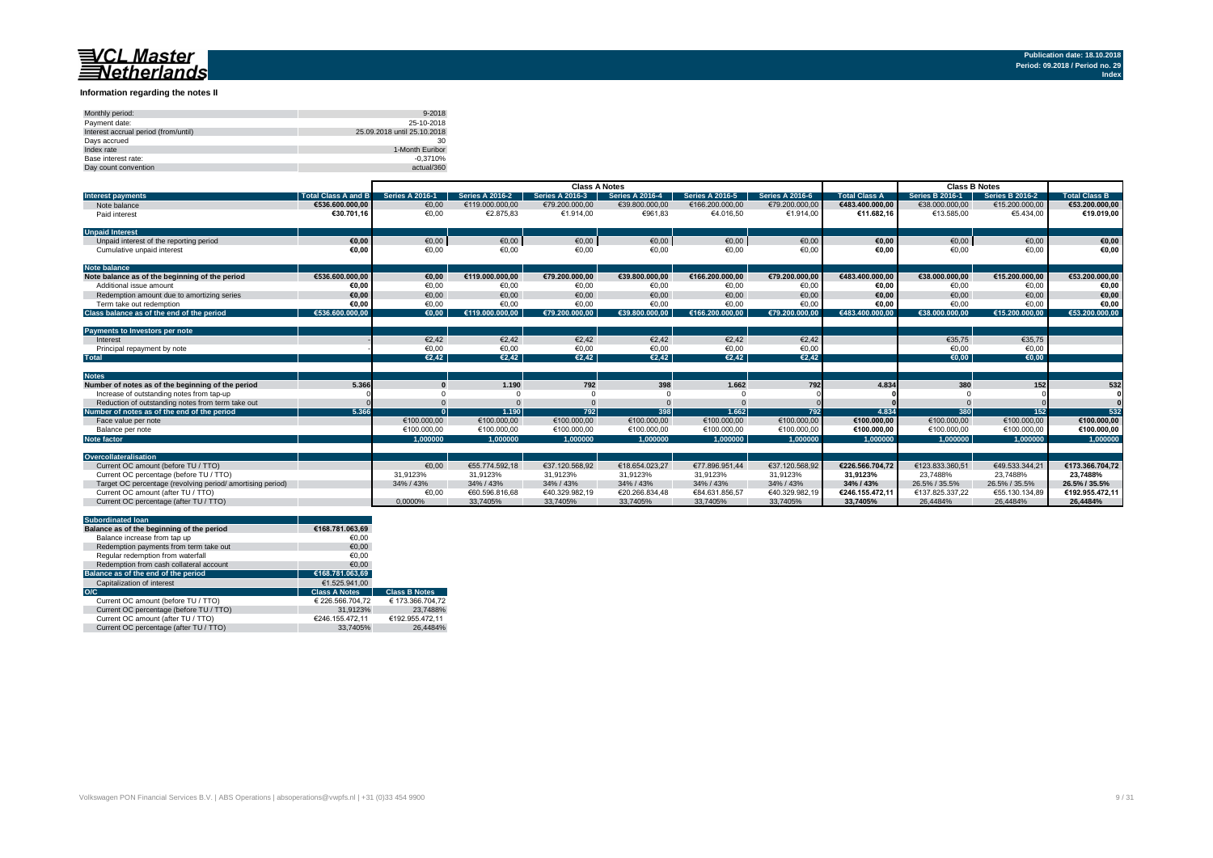VCL Master Netherlands

Publication date: 18.10.2018
Period: 09.2018 / Period no. 29
Index

## Information regarding the notes II

| | |
|---|---|
| Monthly period: | 9-2018 |
| Payment date: | 25-10-2018 |
| Interest accrual period (from/until) | 25.09.2018 until 25.10.2018 |
| Days accrued | 30 |
| Index rate | 1-Month Euribor |
| Base interest rate: | -0,3710% |
| Day count convention | actual/360 |

| | | Class A Notes | | | | | | | Class B Notes | | |
|---|---|---|---|---|---|---|---|---|---|---|---|
| **Interest payments** | **Total Class A and B** | **Series A 2016-1** | **Series A 2016-2** | **Series A 2016-3** | **Series A 2016-4** | **Series A 2016-5** | **Series A 2016-6** | **Total Class A** | **Series B 2016-1** | **Series B 2016-2** | **Total Class B** |
| Note balance | €536.600.000,00 | €0,00 | €119.000.000,00 | €79.200.000,00 | €39.800.000,00 | €166.200.000,00 | €79.200.000,00 | €483.400.000,00 | €38.000.000,00 | €15.200.000,00 | €53.200.000,00 |
| Paid interest | €30.701,16 | €0,00 | €2.875,83 | €1.914,00 | €961,83 | €4.016,50 | €1.914,00 | €11.682,16 | €13.585,00 | €5.434,00 | €19.019,00 |
| **Unpaid Interest** | | | | | | | | | | | |
| Unpaid interest of the reporting period | €0,00 | €0,00 | €0,00 | €0,00 | €0,00 | €0,00 | €0,00 | €0,00 | €0,00 | €0,00 | €0,00 |
| Cumulative unpaid interest | €0,00 | €0,00 | €0,00 | €0,00 | €0,00 | €0,00 | €0,00 | €0,00 | €0,00 | €0,00 | €0,00 |
| **Note balance** | | | | | | | | | | | |
| **Note balance as of the beginning of the period** | €536.600.000,00 | €0,00 | €119.000.000,00 | €79.200.000,00 | €39.800.000,00 | €166.200.000,00 | €79.200.000,00 | €483.400.000,00 | €38.000.000,00 | €15.200.000,00 | €53.200.000,00 |
| Additional issue amount | €0,00 | €0,00 | €0,00 | €0,00 | €0,00 | €0,00 | €0,00 | €0,00 | €0,00 | €0,00 | €0,00 |
| Redemption amount due to amortizing series | €0,00 | €0,00 | €0,00 | €0,00 | €0,00 | €0,00 | €0,00 | €0,00 | €0,00 | €0,00 | €0,00 |
| Term take out redemption | €0,00 | €0,00 | €0,00 | €0,00 | €0,00 | €0,00 | €0,00 | €0,00 | €0,00 | €0,00 | €0,00 |
| **Class balance as of the end of the period** | €536.600.000,00 | €0,00 | €119.000.000,00 | €79.200.000,00 | €39.800.000,00 | €166.200.000,00 | €79.200.000,00 | €483.400.000,00 | €38.000.000,00 | €15.200.000,00 | €53.200.000,00 |
| **Payments to Investors per note** | | | | | | | | | | | |
| Interest | - | €2,42 | €2,42 | €2,42 | €2,42 | €2,42 | €2,42 | | €35,75 | €35,75 | |
| Principal repayment by note | - | €0,00 | €0,00 | €0,00 | €0,00 | €0,00 | €0,00 | | €0,00 | €0,00 | |
| **Total** | | €2,42 | €2,42 | €2,42 | €2,42 | €2,42 | €2,42 | | €0,00 | €0,00 | |
| **Notes** | | | | | | | | | | | |
| **Number of notes as of the beginning of the period** | 5.366 | 0 | 1.190 | 792 | 398 | 1.662 | 792 | 4.834 | 380 | 152 | 532 |
| Increase of outstanding notes from tap-up | 0 | 0 | 0 | 0 | 0 | 0 | 0 | 0 | 0 | 0 | 0 |
| Reduction of outstanding notes from term take out | 0 | 0 | 0 | 0 | 0 | 0 | 0 | 0 | 0 | 0 | 0 |
| **Number of notes as of the end of the period** | 5.366 | 0 | 1.190 | 792 | 398 | 1.662 | 792 | 4.834 | 380 | 152 | 532 |
| Face value per note | | €100.000,00 | €100.000,00 | €100.000,00 | €100.000,00 | €100.000,00 | €100.000,00 | €100.000,00 | €100.000,00 | €100.000,00 | €100.000,00 |
| Balance per note | | €100.000,00 | €100.000,00 | €100.000,00 | €100.000,00 | €100.000,00 | €100.000,00 | €100.000,00 | €100.000,00 | €100.000,00 | €100.000,00 |
| **Note factor** | | 1,000000 | 1,000000 | 1,000000 | 1,000000 | 1,000000 | 1,000000 | 1,000000 | 1,000000 | 1,000000 | 1,000000 |
| **Overcollateralisation** | | | | | | | | | | | |
| Current OC amount (before TU / TTO) | | €0,00 | €55.774.592,18 | €37.120.568,92 | €18.654.023,27 | €77.896.951,44 | €37.120.568,92 | €226.566.704,72 | €123.833.360,51 | €49.533.344,21 | €173.366.704,72 |
| Current OC percentage (before TU / TTO) | | 31,9123% | 31,9123% | 31,9123% | 31,9123% | 31,9123% | 31,9123% | 31,9123% | 23,7488% | 23,7488% | 23,7488% |
| Target OC percentage (revolving period/ amortising period) | | 34% / 43% | 34% / 43% | 34% / 43% | 34% / 43% | 34% / 43% | 34% / 43% | 34% / 43% | 26.5% / 35.5% | 26.5% / 35.5% | 26.5% / 35.5% |
| Current OC amount (after TU / TTO) | | €0,00 | €60.596.816,68 | €40.329.982,19 | €20.266.834,48 | €84.631.856,57 | €40.329.982,19 | €246.155.472,11 | €137.825.337,22 | €55.130.134,89 | €192.955.472,11 |
| Current OC percentage (after TU / TTO) | | 0,0000% | 33,7405% | 33,7405% | 33,7405% | 33,7405% | 33,7405% | 33,7405% | 26,4484% | 26,4484% | 26,4484% |

| **Subordinated loan** | | |
|---|---|---|
| **Balance as of the beginning of the period** | €168.781.063,69 | |
| Balance increase from tap up | €0,00 | |
| Redemption payments from term take out | €0,00 | |
| Regular redemption from waterfall | €0,00 | |
| Redemption from cash collateral account | €0,00 | |
| **Balance as of the end of the period** | €168.781.063,69 | |
| Capitalization of interest | €1.525.941,00 | |
| **O/C** | **Class A Notes** | **Class B Notes** |
| Current OC amount (before TU / TTO) | € 226.566.704,72 | € 173.366.704,72 |
| Current OC percentage (before TU / TTO) | 31,9123% | 23,7488% |
| Current OC amount (after TU / TTO) | €246.155.472,11 | €192.955.472,11 |
| Current OC percentage (after TU / TTO) | 33,7405% | 26,4484% |

Volkswagen PON Financial Services B.V. | ABS Operations | absoperations@vwpfs.nl | +31 (0)33 454 9900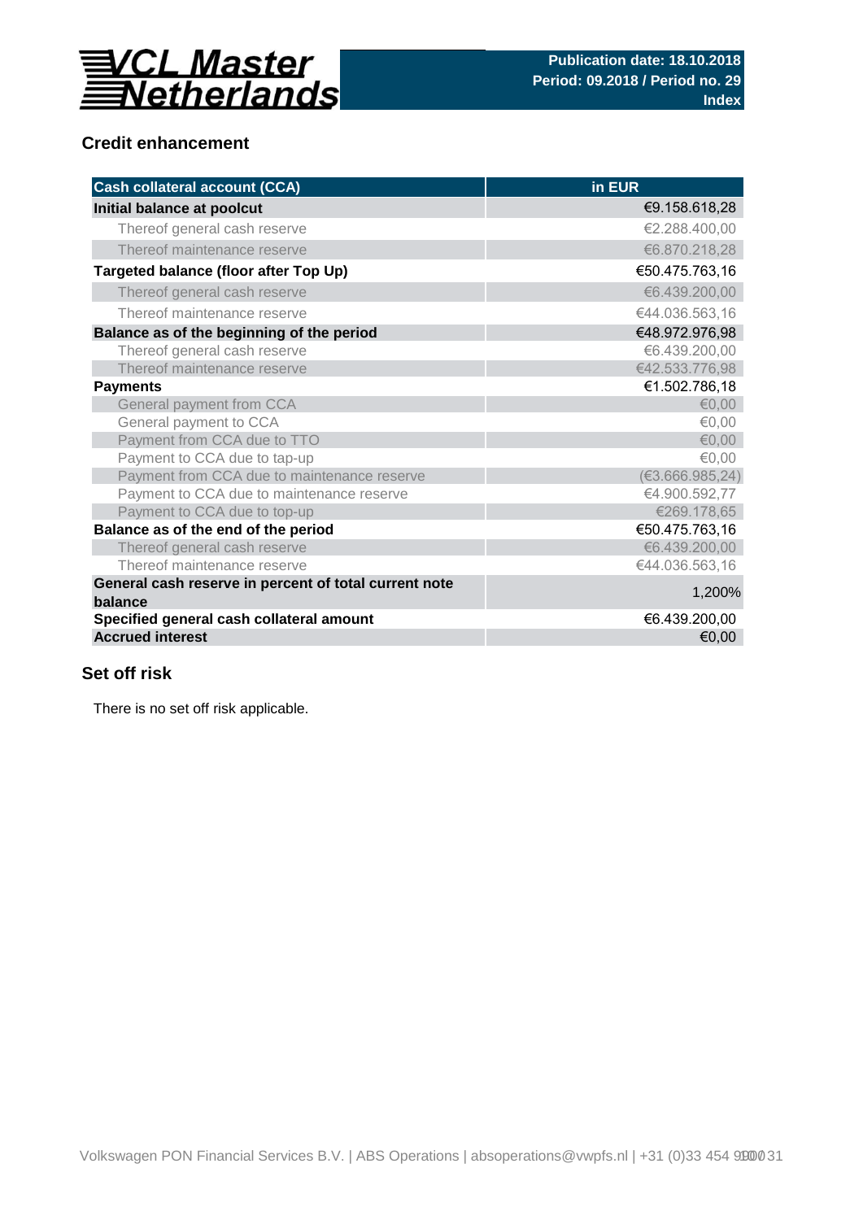VCL Master Netherlands

Publication date: 18.10.2018
Period: 09.2018 / Period no. 29
Index

## Credit enhancement

| Cash collateral account (CCA) | in EUR |
| --- | --- |
| **Initial balance at poolcut** | €9.158.618,28 |
| Thereof general cash reserve | €2.288.400,00 |
| Thereof maintenance reserve | €6.870.218,28 |
| **Targeted balance (floor after Top Up)** | €50.475.763,16 |
| Thereof general cash reserve | €6.439.200,00 |
| Thereof maintenance reserve | €44.036.563,16 |
| **Balance as of the beginning of the period** | €48.972.976,98 |
| Thereof general cash reserve | €6.439.200,00 |
| Thereof maintenance reserve | €42.533.776,98 |
| **Payments** | €1.502.786,18 |
| General payment from CCA | €0,00 |
| General payment to CCA | €0,00 |
| Payment from CCA due to TTO | €0,00 |
| Payment to CCA due to tap-up | €0,00 |
| Payment from CCA due to maintenance reserve | (€3.666.985,24) |
| Payment to CCA due to maintenance reserve | €4.900.592,77 |
| Payment to CCA due to top-up | €269.178,65 |
| **Balance as of the end of the period** | €50.475.763,16 |
| Thereof general cash reserve | €6.439.200,00 |
| Thereof maintenance reserve | €44.036.563,16 |
| **General cash reserve in percent of total current note balance** | 1,200% |
| **Specified general cash collateral amount** | €6.439.200,00 |
| **Accrued interest** | €0,00 |

## Set off risk

There is no set off risk applicable.

Volkswagen PON Financial Services B.V. | ABS Operations | absoperations@vwpfs.nl | +31 (0)33 454 9900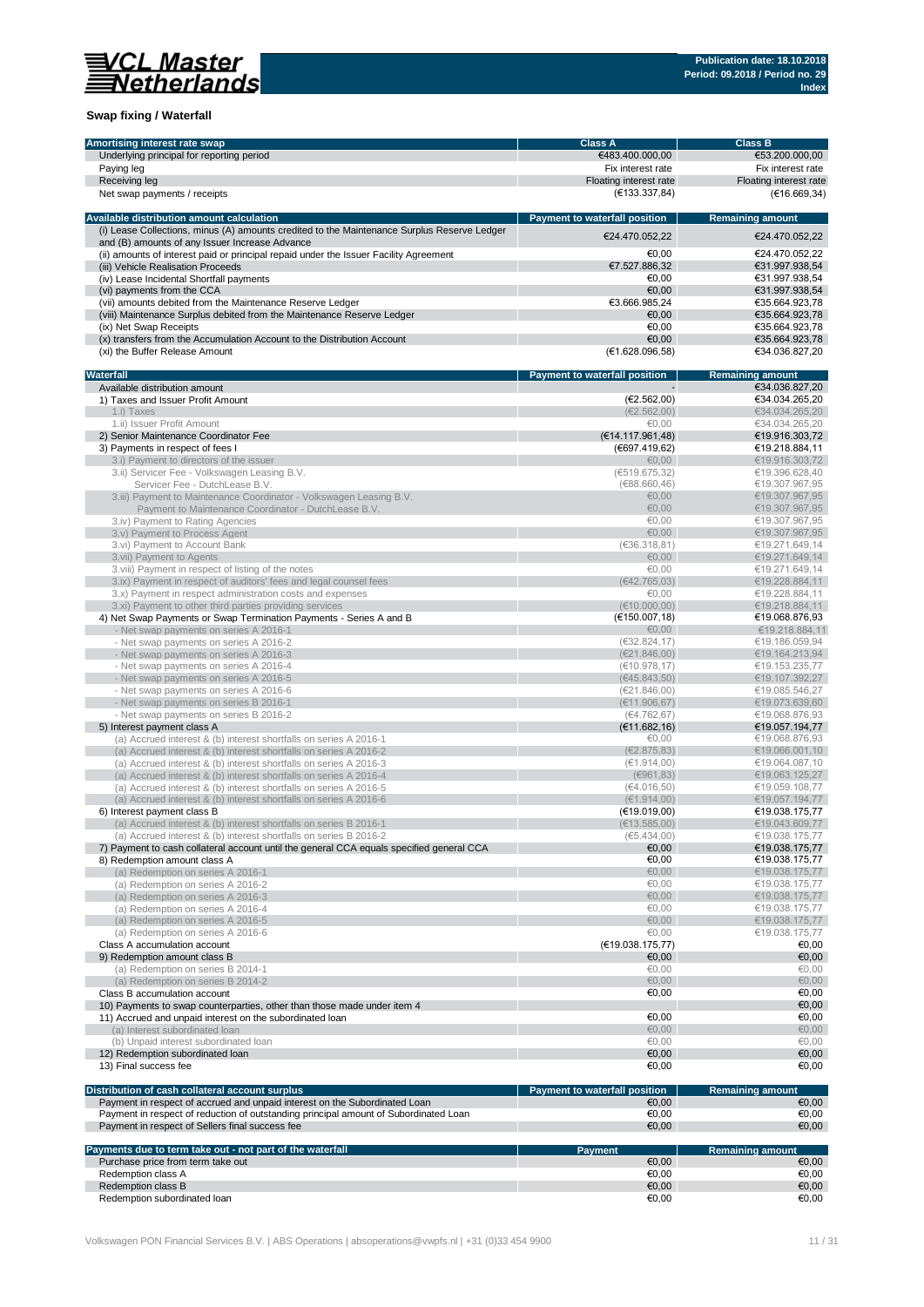## Swap fixing / Waterfall

| Amortising interest rate swap | Class A | Class B |
|---|---|---|
| Underlying principal for reporting period | €483.400.000,00 | €53.200.000,00 |
| Paying leg | Fix interest rate | Fix interest rate |
| Receiving leg | Floating interest rate | Floating interest rate |
| Net swap payments / receipts | (€133.337,84) | (€16.669,34) |

| Available distribution amount calculation | Payment to waterfall position | Remaining amount |
|---|---|---|
| (i) Lease Collections, minus (A) amounts credited to the Maintenance Surplus Reserve Ledger and (B) amounts of any Issuer Increase Advance | €24.470.052,22 | €24.470.052,22 |
| (ii) amounts of interest paid or principal repaid under the Issuer Facility Agreement | €0,00 | €24.470.052,22 |
| (iii) Vehicle Realisation Proceeds | €7.527.886,32 | €31.997.938,54 |
| (iv) Lease Incidental Shortfall payments | €0,00 | €31.997.938,54 |
| (vi) payments from the CCA | €0,00 | €31.997.938,54 |
| (vii) amounts debited from the Maintenance Reserve Ledger | €3.666.985,24 | €35.664.923,78 |
| (viii) Maintenance Surplus debited from the Maintenance Reserve Ledger | €0,00 | €35.664.923,78 |
| (ix) Net Swap Receipts | €0,00 | €35.664.923,78 |
| (x) transfers from the Accumulation Account to the Distribution Account | €0,00 | €35.664.923,78 |
| (xi) the Buffer Release Amount | (€1.628.096,58) | €34.036.827,20 |

| Waterfall | Payment to waterfall position | Remaining amount |
|---|---|---|
| Available distribution amount | - | €34.036.827,20 |
| 1) Taxes and Issuer Profit Amount | (€2.562,00) | €34.034.265,20 |
| 1.i) Taxes | (€2.562,00) | €34.034.265,20 |
| 1.ii) Issuer Profit Amount | €0,00 | €34.034.265,20 |
| 2) Senior Maintenance Coordinator Fee | (€14.117.961,48) | €19.916.303,72 |
| 3) Payments in respect of fees I | (€697.419,62) | €19.218.884,11 |
| 3.i) Payment to directors of the issuer | €0,00 | €19.916.303,72 |
| 3.ii) Servicer Fee - Volkswagen Leasing B.V. | (€519.675,32) | €19.396.628,40 |
| Servicer Fee - DutchLease B.V. | (€88.660,46) | €19.307.967,95 |
| 3.iii) Payment to Maintenance Coordinator - Volkswagen Leasing B.V. | €0,00 | €19.307.967,95 |
| Payment to Maintenance Coordinator - DutchLease B.V. | €0,00 | €19.307.967,95 |
| 3.iv) Payment to Rating Agencies | €0,00 | €19.307.967,95 |
| 3.v) Payment to Process Agent | €0,00 | €19.307.967,95 |
| 3.vi) Payment to Account Bank | (€36.318,81) | €19.271.649,14 |
| 3.vii) Payment to Agents | €0,00 | €19.271.649,14 |
| 3.viii) Payment in respect of listing of the notes | €0,00 | €19.271.649,14 |
| 3.ix) Payment in respect of auditors' fees and legal counsel fees | (€42.765,03) | €19.228.884,11 |
| 3.x) Payment in respect administration costs and expenses | €0,00 | €19.228.884,11 |
| 3.xi) Payment to other third parties providing services | (€10.000,00) | €19.218.884,11 |
| 4) Net Swap Payments or Swap Termination Payments - Series A and B | (€150.007,18) | €19.068.876,93 |
| - Net swap payments on series A 2016-1 | €0,00 | €19.218.884,11 |
| - Net swap payments on series A 2016-2 | (€32.824,17) | €19.186.059,94 |
| - Net swap payments on series A 2016-3 | (€21.846,00) | €19.164.213,94 |
| - Net swap payments on series A 2016-4 | (€10.978,17) | €19.153.235,77 |
| - Net swap payments on series A 2016-5 | (€45.843,50) | €19.107.392,27 |
| - Net swap payments on series A 2016-6 | (€21.846,00) | €19.085.546,27 |
| - Net swap payments on series B 2016-1 | (€11.906,67) | €19.073.639,60 |
| - Net swap payments on series B 2016-2 | (€4.762,67) | €19.068.876,93 |
| 5) Interest payment class A | (€11.682,16) | €19.057.194,77 |
| (a) Accrued interest & (b) interest shortfalls on series A 2016-1 | €0,00 | €19.068.876,93 |
| (a) Accrued interest & (b) interest shortfalls on series A 2016-2 | (€2.875,83) | €19.066.001,10 |
| (a) Accrued interest & (b) interest shortfalls on series A 2016-3 | (€1.914,00) | €19.064.087,10 |
| (a) Accrued interest & (b) interest shortfalls on series A 2016-4 | (€961,83) | €19.063.125,27 |
| (a) Accrued interest & (b) interest shortfalls on series A 2016-5 | (€4.016,50) | €19.059.108,77 |
| (a) Accrued interest & (b) interest shortfalls on series A 2016-6 | (€1.914,00) | €19.057.194,77 |
| 6) Interest payment class B | (€19.019,00) | €19.038.175,77 |
| (a) Accrued interest & (b) interest shortfalls on series B 2016-1 | (€13.585,00) | €19.043.609,77 |
| (a) Accrued interest & (b) interest shortfalls on series B 2016-2 | (€5.434,00) | €19.038.175,77 |
| 7) Payment to cash collateral account until the general CCA equals specified general CCA | €0,00 | €19.038.175,77 |
| 8) Redemption amount class A | €0,00 | €19.038.175,77 |
| (a) Redemption on series A 2016-1 | €0,00 | €19.038.175,77 |
| (a) Redemption on series A 2016-2 | €0,00 | €19.038.175,77 |
| (a) Redemption on series A 2016-3 | €0,00 | €19.038.175,77 |
| (a) Redemption on series A 2016-4 | €0,00 | €19.038.175,77 |
| (a) Redemption on series A 2016-5 | €0,00 | €19.038.175,77 |
| (a) Redemption on series A 2016-6 | €0,00 | €19.038.175,77 |
| Class A accumulation account | (€19.038.175,77) | €0,00 |
| 9) Redemption amount class B | €0,00 | €0,00 |
| (a) Redemption on series B 2014-1 | €0,00 | €0,00 |
| (a) Redemption on series B 2014-2 | €0,00 | €0,00 |
| Class B accumulation account | €0,00 | €0,00 |
| 10) Payments to swap counterparties, other than those made under item 4 | | €0,00 |
| 11) Accrued and unpaid interest on the subordinated loan | €0,00 | €0,00 |
| (a) Interest subordinated loan | €0,00 | €0,00 |
| (b) Unpaid interest subordinated loan | €0,00 | €0,00 |
| 12) Redemption subordinated loan | €0,00 | €0,00 |
| 13) Final success fee | €0,00 | €0,00 |

| Distribution of cash collateral account surplus | Payment to waterfall position | Remaining amount |
|---|---|---|
| Payment in respect of accrued and unpaid interest on the Subordinated Loan | €0,00 | €0,00 |
| Payment in respect of reduction of outstanding principal amount of Subordinated Loan | €0,00 | €0,00 |
| Payment in respect of Sellers final success fee | €0,00 | €0,00 |

| Payments due to term take out - not part of the waterfall | Payment | Remaining amount |
|---|---|---|
| Purchase price from term take out | €0,00 | €0,00 |
| Redemption class A | €0,00 | €0,00 |
| Redemption class B | €0,00 | €0,00 |
| Redemption subordinated loan | €0,00 | €0,00 |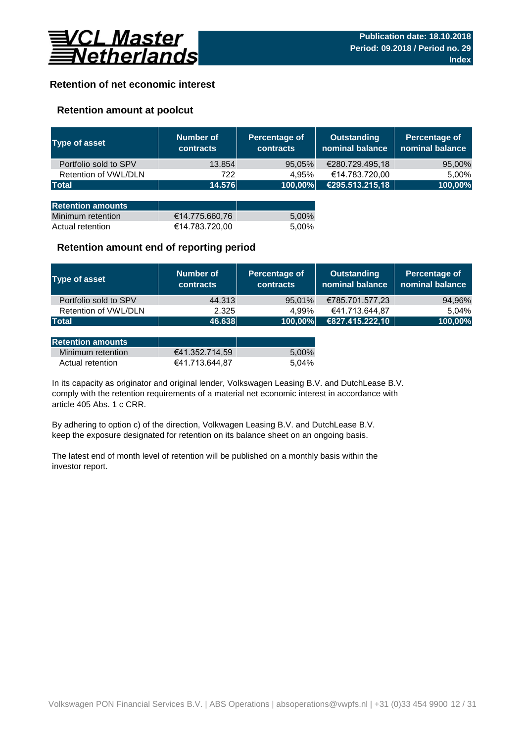**VCL Master Netherlands**

**Publication date: 18.10.2018**
**Period: 09.2018 / Period no. 29**
**Index**

## Retention of net economic interest

### Retention amount at poolcut

| Type of asset | Number of contracts | Percentage of contracts | Outstanding nominal balance | Percentage of nominal balance |
|---|---|---|---|---|
| Portfolio sold to SPV | 13.854 | 95,05% | €280.729.495,18 | 95,00% |
| Retention of VWL/DLN | 722 | 4,95% | €14.783.720,00 | 5,00% |
| **Total** | **14.576** | **100,00%** | **€295.513.215,18** | **100,00%** |

| Retention amounts | | |
|---|---|---|
| Minimum retention | €14.775.660,76 | 5,00% |
| Actual retention | €14.783.720,00 | 5,00% |

### Retention amount end of reporting period

| Type of asset | Number of contracts | Percentage of contracts | Outstanding nominal balance | Percentage of nominal balance |
|---|---|---|---|---|
| Portfolio sold to SPV | 44.313 | 95,01% | €785.701.577,23 | 94,96% |
| Retention of VWL/DLN | 2.325 | 4,99% | €41.713.644,87 | 5,04% |
| **Total** | **46.638** | **100,00%** | **€827.415.222,10** | **100,00%** |

| Retention amounts | | |
|---|---|---|
| Minimum retention | €41.352.714,59 | 5,00% |
| Actual retention | €41.713.644,87 | 5,04% |

In its capacity as originator and original lender, Volkswagen Leasing B.V. and DutchLease B.V. comply with the retention requirements of a material net economic interest in accordance with article 405 Abs. 1 c CRR.

By adhering to option c) of the direction, Volkswagen Leasing B.V. and DutchLease B.V. keep the exposure designated for retention on its balance sheet on an ongoing basis.

The latest end of month level of retention will be published on a monthly basis within the investor report.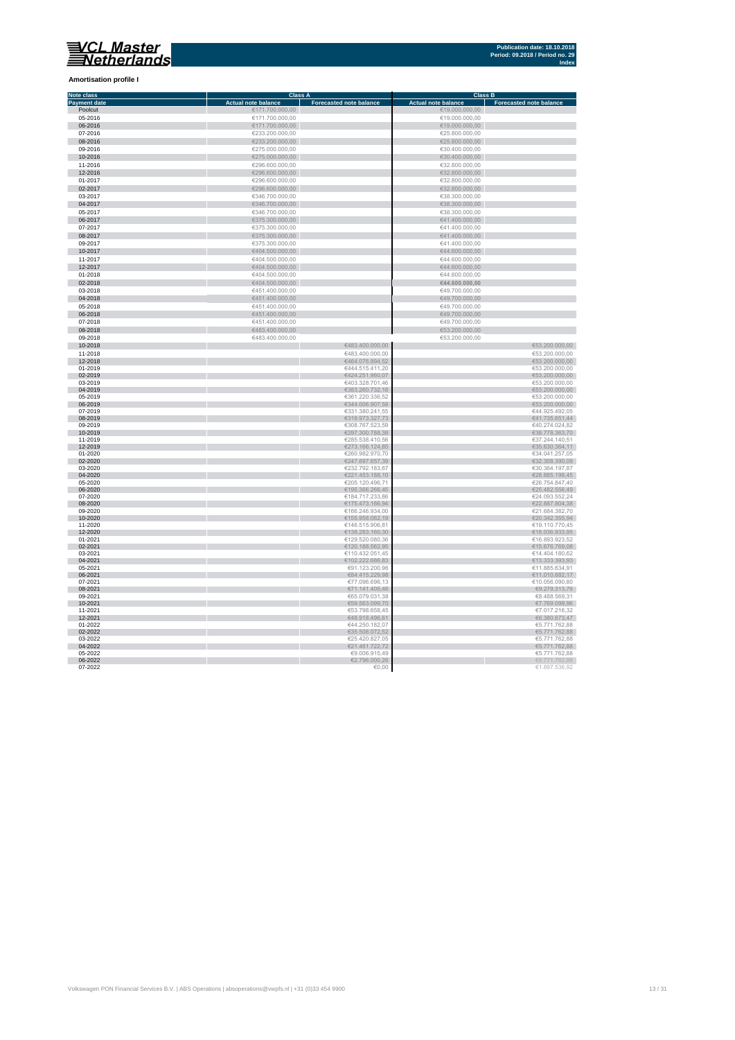**Amortisation profile I**

| Note class | Class A | | Class B | |
|---|---|---|---|---|
| Payment date | Actual note balance | Forecasted note balance | Actual note balance | Forecasted note balance |
| Poolcut | €171.700.000,00 | | €19.000.000,00 | |
| 05-2016 | €171.700.000,00 | | €19.000.000,00 | |
| 06-2016 | €171.700.000,00 | | €19.000.000,00 | |
| 07-2016 | €233.200.000,00 | | €25.800.000,00 | |
| 08-2016 | €233.200.000,00 | | €25.800.000,00 | |
| 09-2016 | €275.000.000,00 | | €30.400.000,00 | |
| 10-2016 | €275.000.000,00 | | €30.400.000,00 | |
| 11-2016 | €296.600.000,00 | | €32.800.000,00 | |
| 12-2016 | €296.600.000,00 | | €32.800.000,00 | |
| 01-2017 | €296.600.000,00 | | €32.800.000,00 | |
| 02-2017 | €296.600.000,00 | | €32.800.000,00 | |
| 03-2017 | €346.700.000,00 | | €38.300.000,00 | |
| 04-2017 | €346.700.000,00 | | €38.300.000,00 | |
| 05-2017 | €346.700.000,00 | | €38.300.000,00 | |
| 06-2017 | €375.300.000,00 | | €41.400.000,00 | |
| 07-2017 | €375.300.000,00 | | €41.400.000,00 | |
| 08-2017 | €375.300.000,00 | | €41.400.000,00 | |
| 09-2017 | €375.300.000,00 | | €41.400.000,00 | |
| 10-2017 | €404.500.000,00 | | €44.600.000,00 | |
| 11-2017 | €404.500.000,00 | | €44.600.000,00 | |
| 12-2017 | €404.500.000,00 | | €44.600.000,00 | |
| 01-2018 | €404.500.000,00 | | €44.600.000,00 | |
| 02-2018 | €404.500.000,00 | | €44.600.000,00 | |
| 03-2018 | €451.400.000,00 | | €49.700.000,00 | |
| 04-2018 | €451.400.000,00 | | €49.700.000,00 | |
| 05-2018 | €451.400.000,00 | | €49.700.000,00 | |
| 06-2018 | €451.400.000,00 | | €49.700.000,00 | |
| 07-2018 | €451.400.000,00 | | €49.700.000,00 | |
| 08-2018 | €483.400.000,00 | | €53.200.000,00 | |
| 09-2018 | €483.400.000,00 | | €53.200.000,00 | |
| 10-2018 | | €483.400.000,00 | | €53.200.000,00 |
| 11-2018 | | €483.400.000,00 | | €53.200.000,00 |
| 12-2018 | | €464.076.894,52 | | €53.200.000,00 |
| 01-2019 | | €444.515.411,20 | | €53.200.000,00 |
| 02-2019 | | €424.251.960,07 | | €53.200.000,00 |
| 03-2019 | | €403.328.701,46 | | €53.200.000,00 |
| 04-2019 | | €383.260.732,18 | | €53.200.000,00 |
| 05-2019 | | €361.220.336,52 | | €53.200.000,00 |
| 06-2019 | | €344.006.907,58 | | €53.200.000,00 |
| 07-2019 | | €331.380.241,55 | | €44.925.492,05 |
| 08-2019 | | €319.973.327,73 | | €41.735.651,44 |
| 09-2019 | | €308.767.523,59 | | €40.274.024,82 |
| 10-2019 | | €297.300.788,38 | | €38.778.363,70 |
| 11-2019 | | €285.538.410,56 | | €37.244.140,51 |
| 12-2019 | | €273.166.124,85 | | €35.630.364,11 |
| 01-2020 | | €260.982.970,70 | | €34.041.257,05 |
| 02-2020 | | €247.697.657,39 | | €32.308.390,09 |
| 03-2020 | | €232.792.183,67 | | €30.364.197,87 |
| 04-2020 | | €221.453.188,10 | | €28.885.198,45 |
| 05-2020 | | €205.120.496,71 | | €26.754.847,40 |
| 06-2020 | | €195.366.266,45 | | €25.482.556,49 |
| 07-2020 | | €184.717.233,86 | | €24.093.552,24 |
| 08-2020 | | €175.473.166,94 | | €22.887.804,38 |
| 09-2020 | | €166.246.934,00 | | €21.684.382,70 |
| 10-2020 | | €155.958.062,19 | | €20.342.355,94 |
| 11-2020 | | €146.515.906,81 | | €19.110.770,45 |
| 12-2020 | | €138.283.160,30 | | €18.036.933,95 |
| 01-2021 | | €129.520.080,36 | | €16.893.923,52 |
| 02-2021 | | €120.188.562,95 | | €15.676.769,08 |
| 03-2021 | | €110.432.051,45 | | €14.404.180,62 |
| 04-2021 | | €102.222.686,83 | | €13.333.393,93 |
| 05-2021 | | €91.123.200,96 | | €11.885.634,91 |
| 06-2021 | | €84.415.229,98 | | €11.010.682,17 |
| 07-2021 | | €77.096.696,13 | | €10.056.090,80 |
| 08-2021 | | €71.141.405,46 | | €9.279.313,76 |
| 09-2021 | | €65.079.031,38 | | €8.488.569,31 |
| 10-2021 | | €59.563.099,70 | | €7.769.099,96 |
| 11-2021 | | €53.798.658,45 | | €7.017.216,32 |
| 12-2021 | | €48.918.496,61 | | €6.380.673,47 |
| 01-2022 | | €44.250.182,07 | | €5.771.762,88 |
| 02-2022 | | €35.508.072,52 | | €5.771.762,88 |
| 03-2022 | | €25.420.827,05 | | €5.771.762,88 |
| 04-2022 | | €21.461.722,72 | | €5.771.762,88 |
| 05-2022 | | €9.006.915,49 | | €5.771.762,88 |
| 06-2022 | | €2.796.000,26 | | €5.771.762,88 |
| 07-2022 | | €0,00 | | €1.897.536,92 |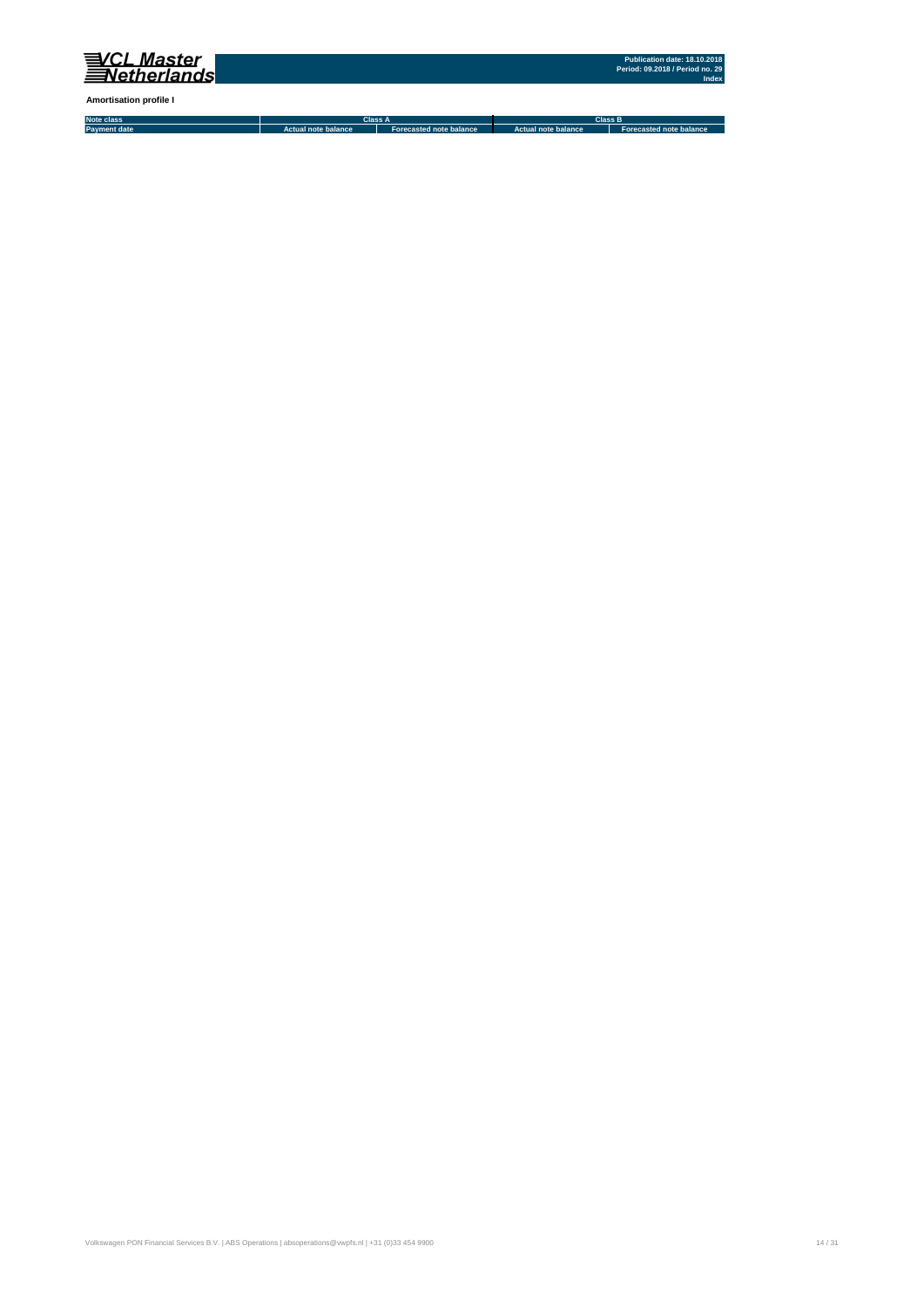**Amortisation profile I**

| Note class | Class A | | Class B | |
|---|---|---|---|---|
| Payment date | Actual note balance | Forecasted note balance | Actual note balance | Forecasted note balance |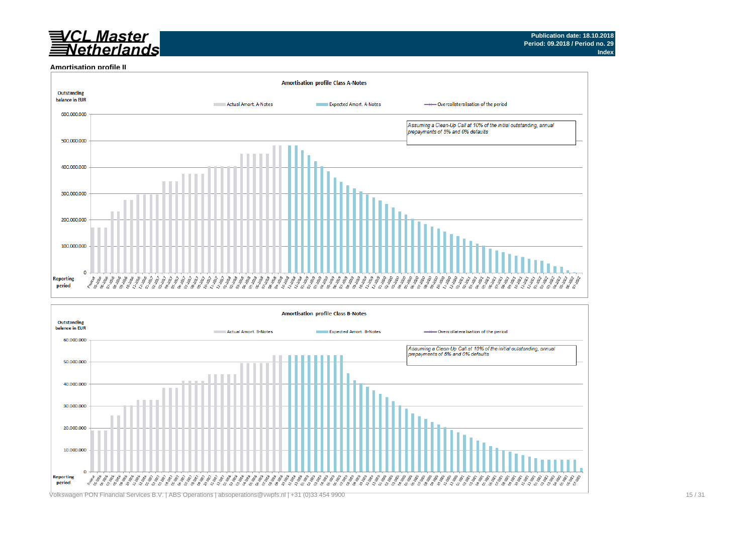Publication date: 18.10.2018
Period: 09.2018 / Period no. 29
Index

## Amortisation profile II

**Amortisation profile Class A-Notes**

Outstanding balance in EUR

Actual Amort. A-Notes
Expected Amort. A-Notes
Overcollateralisation of the period

*Assuming a Clean-Up Call at 10% of the initial outstanding, annual prepayments of 5% and 0% defaults*

600.000.000
500.000.000
400.000.000
300.000.000
200.000.000
100.000.000
0

Reporting period

**Amortisation profile Class B-Notes**

Outstanding balance in EUR

Actual Amort. B-Notes
Expected Amort. B-Notes
Overcollateralisation of the period

*Assuming a Clean-Up Call at 10% of the initial outstanding, annual prepayments of 5% and 0% defaults*

60.000.000
50.000.000
40.000.000
30.000.000
20.000.000
10.000.000
0

Reporting period

Volkswagen PON Financial Services B.V. | ABS Operations | absoperations@vwpfs.nl | +31 (0)33 454 9900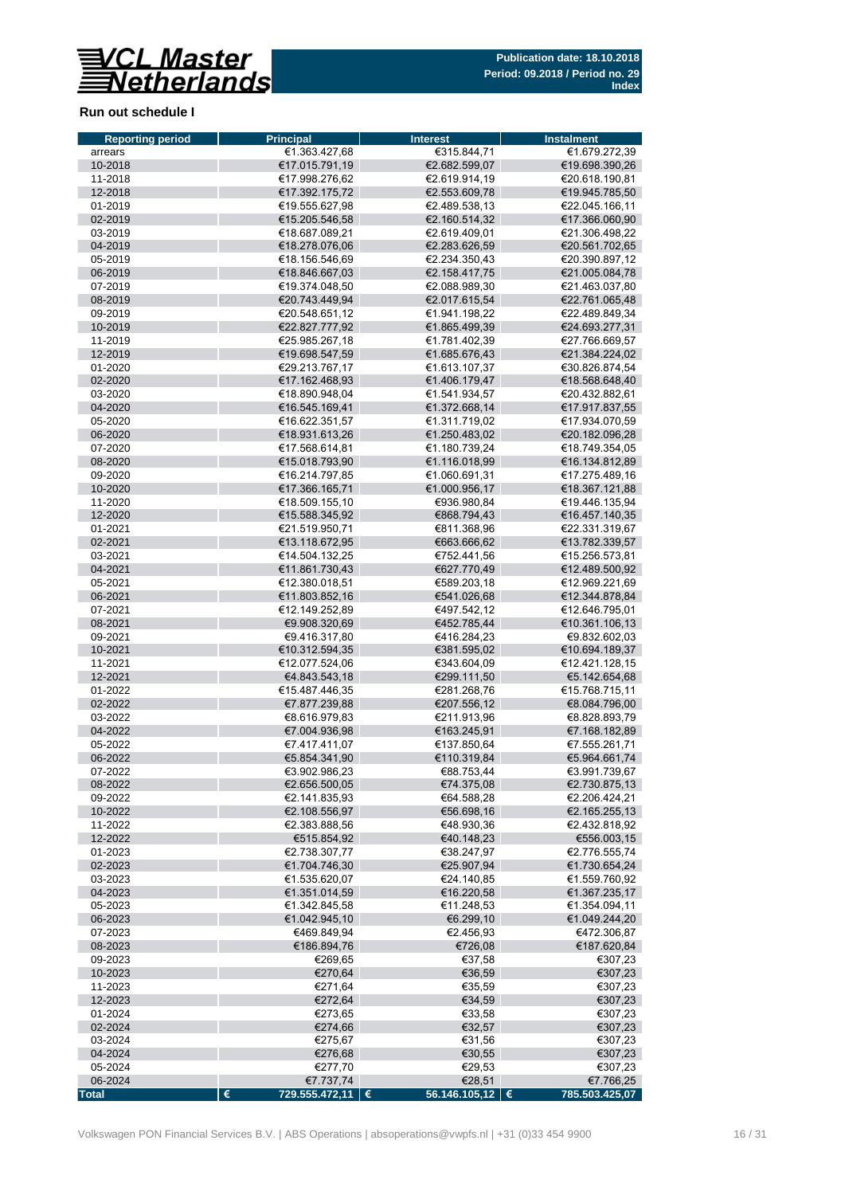VCL Master Netherlands

Publication date: 18.10.2018
Period: 09.2018 / Period no. 29
Index

## Run out schedule I

| Reporting period | Principal | Interest | Instalment |
|---|---|---|---|
| arrears | €1.363.427,68 | €315.844,71 | €1.679.272,39 |
| 10-2018 | €17.015.791,19 | €2.682.599,07 | €19.698.390,26 |
| 11-2018 | €17.998.276,62 | €2.619.914,19 | €20.618.190,81 |
| 12-2018 | €17.392.175,72 | €2.553.609,78 | €19.945.785,50 |
| 01-2019 | €19.555.627,98 | €2.489.538,13 | €22.045.166,11 |
| 02-2019 | €15.205.546,58 | €2.160.514,32 | €17.366.060,90 |
| 03-2019 | €18.687.089,21 | €2.619.409,01 | €21.306.498,22 |
| 04-2019 | €18.278.076,06 | €2.283.626,59 | €20.561.702,65 |
| 05-2019 | €18.156.546,69 | €2.234.350,43 | €20.390.897,12 |
| 06-2019 | €18.846.667,03 | €2.158.417,75 | €21.005.084,78 |
| 07-2019 | €19.374.048,50 | €2.088.989,30 | €21.463.037,80 |
| 08-2019 | €20.743.449,94 | €2.017.615,54 | €22.761.065,48 |
| 09-2019 | €20.548.651,12 | €1.941.198,22 | €22.489.849,34 |
| 10-2019 | €22.827.777,92 | €1.865.499,39 | €24.693.277,31 |
| 11-2019 | €25.985.267,18 | €1.781.402,39 | €27.766.669,57 |
| 12-2019 | €19.698.547,59 | €1.685.676,43 | €21.384.224,02 |
| 01-2020 | €29.213.767,17 | €1.613.107,37 | €30.826.874,54 |
| 02-2020 | €17.162.468,93 | €1.406.179,47 | €18.568.648,40 |
| 03-2020 | €18.890.948,04 | €1.541.934,57 | €20.432.882,61 |
| 04-2020 | €16.545.169,41 | €1.372.668,14 | €17.917.837,55 |
| 05-2020 | €16.622.351,57 | €1.311.719,02 | €17.934.070,59 |
| 06-2020 | €18.931.613,26 | €1.250.483,02 | €20.182.096,28 |
| 07-2020 | €17.568.614,81 | €1.180.739,24 | €18.749.354,05 |
| 08-2020 | €15.018.793,90 | €1.116.018,99 | €16.134.812,89 |
| 09-2020 | €16.214.797,85 | €1.060.691,31 | €17.275.489,16 |
| 10-2020 | €17.366.165,71 | €1.000.956,17 | €18.367.121,88 |
| 11-2020 | €18.509.155,10 | €936.980,84 | €19.446.135,94 |
| 12-2020 | €15.588.345,92 | €868.794,43 | €16.457.140,35 |
| 01-2021 | €21.519.950,71 | €811.368,96 | €22.331.319,67 |
| 02-2021 | €13.118.672,95 | €663.666,62 | €13.782.339,57 |
| 03-2021 | €14.504.132,25 | €752.441,56 | €15.256.573,81 |
| 04-2021 | €11.861.730,43 | €627.770,49 | €12.489.500,92 |
| 05-2021 | €12.380.018,51 | €589.203,18 | €12.969.221,69 |
| 06-2021 | €11.803.852,16 | €541.026,68 | €12.344.878,84 |
| 07-2021 | €12.149.252,89 | €497.542,12 | €12.646.795,01 |
| 08-2021 | €9.908.320,69 | €452.785,44 | €10.361.106,13 |
| 09-2021 | €9.416.317,80 | €416.284,23 | €9.832.602,03 |
| 10-2021 | €10.312.594,35 | €381.595,02 | €10.694.189,37 |
| 11-2021 | €12.077.524,06 | €343.604,09 | €12.421.128,15 |
| 12-2021 | €4.843.543,18 | €299.111,50 | €5.142.654,68 |
| 01-2022 | €15.487.446,35 | €281.268,76 | €15.768.715,11 |
| 02-2022 | €7.877.239,88 | €207.556,12 | €8.084.796,00 |
| 03-2022 | €8.616.979,83 | €211.913,96 | €8.828.893,79 |
| 04-2022 | €7.004.936,98 | €163.245,91 | €7.168.182,89 |
| 05-2022 | €7.417.411,07 | €137.850,64 | €7.555.261,71 |
| 06-2022 | €5.854.341,90 | €110.319,84 | €5.964.661,74 |
| 07-2022 | €3.902.986,23 | €88.753,44 | €3.991.739,67 |
| 08-2022 | €2.656.500,05 | €74.375,08 | €2.730.875,13 |
| 09-2022 | €2.141.835,93 | €64.588,28 | €2.206.424,21 |
| 10-2022 | €2.108.556,97 | €56.698,16 | €2.165.255,13 |
| 11-2022 | €2.383.888,56 | €48.930,36 | €2.432.818,92 |
| 12-2022 | €515.854,92 | €40.148,23 | €556.003,15 |
| 01-2023 | €2.738.307,77 | €38.247,97 | €2.776.555,74 |
| 02-2023 | €1.704.746,30 | €25.907,94 | €1.730.654,24 |
| 03-2023 | €1.535.620,07 | €24.140,85 | €1.559.760,92 |
| 04-2023 | €1.351.014,59 | €16.220,58 | €1.367.235,17 |
| 05-2023 | €1.342.845,58 | €11.248,53 | €1.354.094,11 |
| 06-2023 | €1.042.945,10 | €6.299,10 | €1.049.244,20 |
| 07-2023 | €469.849,94 | €2.456,93 | €472.306,87 |
| 08-2023 | €186.894,76 | €726,08 | €187.620,84 |
| 09-2023 | €269,65 | €37,58 | €307,23 |
| 10-2023 | €270,64 | €36,59 | €307,23 |
| 11-2023 | €271,64 | €35,59 | €307,23 |
| 12-2023 | €272,64 | €34,59 | €307,23 |
| 01-2024 | €273,65 | €33,58 | €307,23 |
| 02-2024 | €274,66 | €32,57 | €307,23 |
| 03-2024 | €275,67 | €31,56 | €307,23 |
| 04-2024 | €276,68 | €30,55 | €307,23 |
| 05-2024 | €277,70 | €29,53 | €307,23 |
| 06-2024 | €7.737,74 | €28,51 | €7.766,25 |
| **Total** | **€ 729.555.472,11** | **€ 56.146.105,12** | **€ 785.503.425,07** |

Volkswagen PON Financial Services B.V. | ABS Operations | absoperations@vwpfs.nl | +31 (0)33 454 9900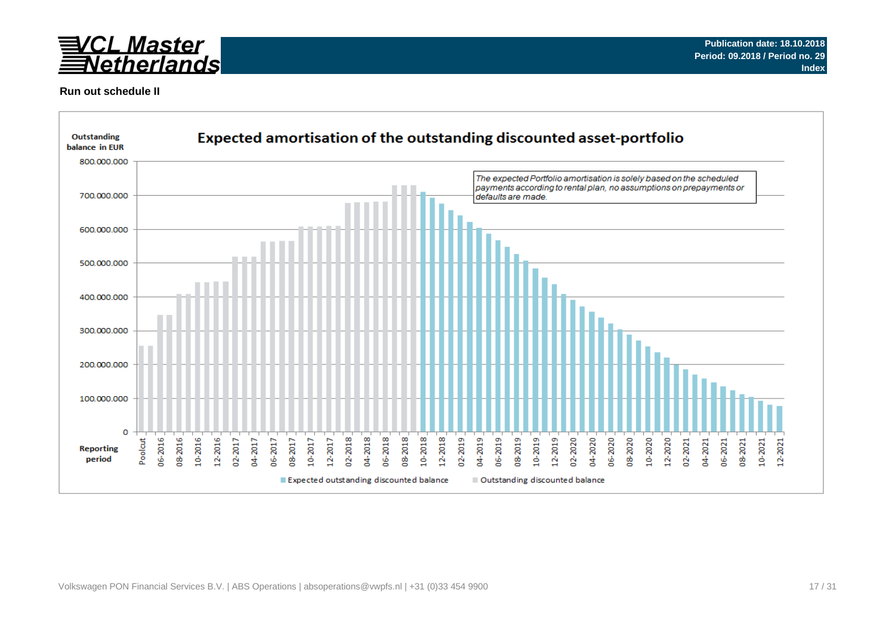Publication date: 18.10.2018
Period: 09.2018 / Period no. 29
Index

## Run out schedule II

**Expected amortisation of the outstanding discounted asset-portfolio**

Outstanding balance in EUR

800.000.000
700.000.000
600.000.000
500.000.000
400.000.000
300.000.000
200.000.000
100.000.000
0

*The expected Portfolio amortisation is solely based on the scheduled payments according to rental plan, no assumptions on prepayments or defaults are made.*

Reporting period

Poolcut, 06-2016, 08-2016, 10-2016, 12-2016, 02-2017, 04-2017, 06-2017, 08-2017, 10-2017, 12-2017, 02-2018, 04-2018, 06-2018, 08-2018, 10-2018, 12-2018, 02-2019, 04-2019, 06-2019, 08-2019, 10-2019, 12-2019, 02-2020, 04-2020, 06-2020, 08-2020, 10-2020, 12-2020, 02-2021, 04-2021, 06-2021, 08-2021, 10-2021, 12-2021

Expected outstanding discounted balance
Outstanding discounted balance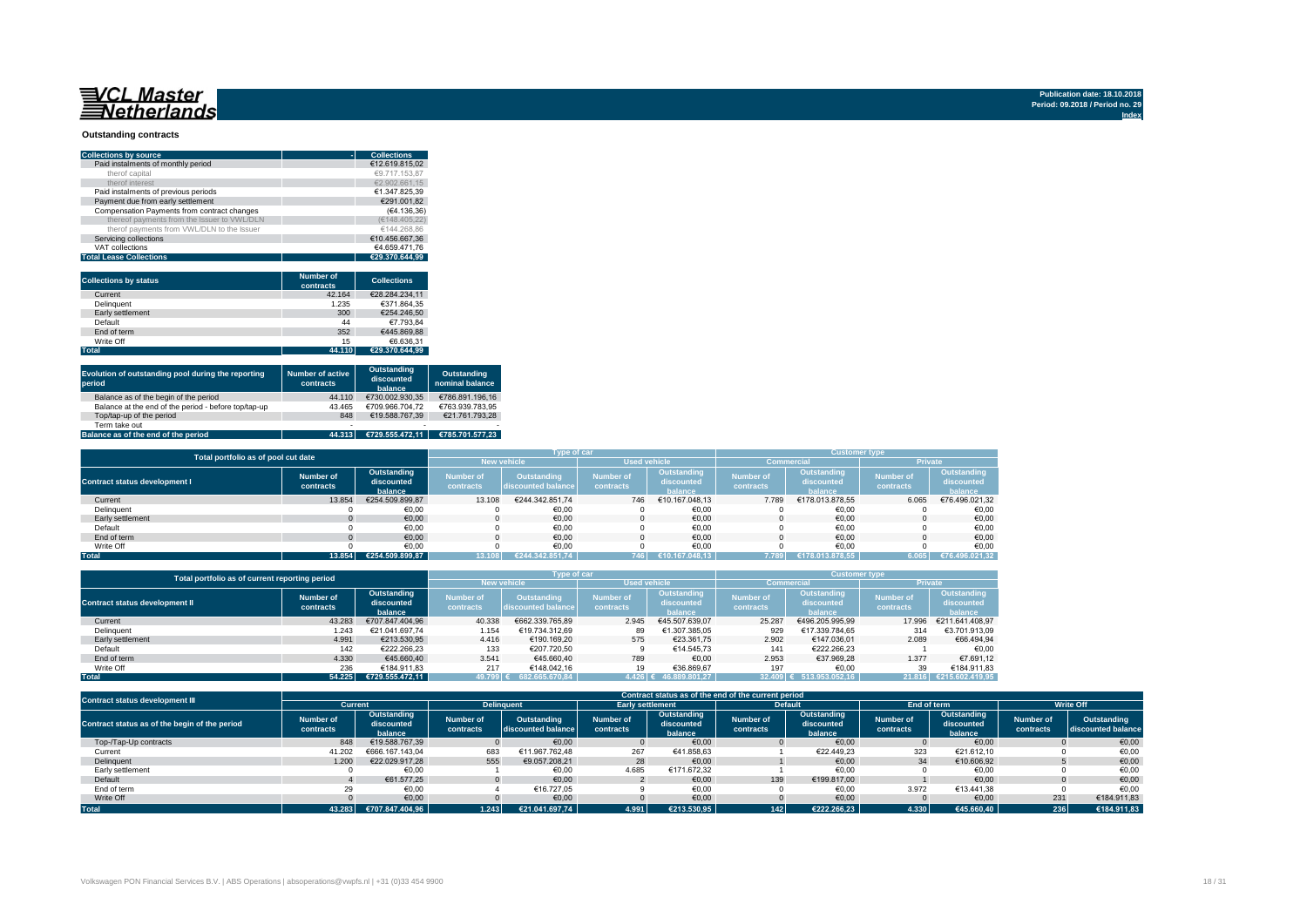VCL Master Netherlands

Publication date: 18.10.2018
Period: 09.2018 / Period no. 29
Index

## Outstanding contracts

| Collections by source | Collections |
|---|---|
| Paid instalments of monthly period | €12.619.815,02 |
| therof capital | €9.717.153,87 |
| therof interest | €2.902.661,15 |
| Paid instalments of previous periods | €1.347.825,39 |
| Payment due from early settlement | €291.001,82 |
| Compensation Payments from contract changes | (€4.136,36) |
| thereof payments from the Issuer to VWL/DLN | (€148.405,22) |
| therof payments from VWL/DLN to the Issuer | €144.268,86 |
| Servicing collections | €10.456.667,36 |
| VAT collections | €4.659.471,76 |
| **Total Lease Collections** | **€29.370.644,99** |

| Collections by status | Number of contracts | Collections |
|---|---|---|
| Current | 42.164 | €28.284.234,11 |
| Delinquent | 1.235 | €371.864,35 |
| Early settlement | 300 | €254.246,50 |
| Default | 44 | €7.793,84 |
| End of term | 352 | €445.869,88 |
| Write Off | 15 | €6.636,31 |
| **Total** | **44.110** | **€29.370.644,99** |

| Evolution of outstanding pool during the reporting period | Number of active contracts | Outstanding discounted balance | Outstanding nominal balance |
|---|---|---|---|
| Balance as of the begin of the period | 44.110 | €730.002.930,35 | €786.891.196,16 |
| Balance at the end of the period - before top/tap-up | 43.465 | €709.966.704,72 | €763.939.783,95 |
| Top/tap-up of the period | 848 | €19.588.767,39 | €21.761.793,28 |
| Term take out | - | - | - |
| **Balance as of the end of the period** | **44.313** | **€729.555.472,11** | **€785.701.577,23** |

| Total portfolio as of pool cut date | | | Type of car | | | | Customer type | | | |
|---|---|---|---|---|---|---|---|---|---|---|
| | | | New vehicle | | Used vehicle | | Commercial | | Private | |
| Contract status development I | Number of contracts | Outstanding discounted balance | Number of contracts | Outstanding discounted balance | Number of contracts | Outstanding discounted balance | Number of contracts | Outstanding discounted balance | Number of contracts | Outstanding discounted balance |
| Current | 13.854 | €254.509.899,87 | 13.108 | €244.342.851,74 | 746 | €10.167.048,13 | 7.789 | €178.013.878,55 | 6.065 | €76.496.021,32 |
| Delinquent | 0 | €0,00 | 0 | €0,00 | 0 | €0,00 | 0 | €0,00 | 0 | €0,00 |
| Early settlement | 0 | €0,00 | 0 | €0,00 | 0 | €0,00 | 0 | €0,00 | 0 | €0,00 |
| Default | 0 | €0,00 | 0 | €0,00 | 0 | €0,00 | 0 | €0,00 | 0 | €0,00 |
| End of term | 0 | €0,00 | 0 | €0,00 | 0 | €0,00 | 0 | €0,00 | 0 | €0,00 |
| Write Off | 0 | €0,00 | 0 | €0,00 | 0 | €0,00 | 0 | €0,00 | 0 | €0,00 |
| **Total** | **13.854** | **€254.509.899,87** | **13.108** | **€244.342.851,74** | **746** | **€10.167.048,13** | **7.789** | **€178.013.878,55** | **6.065** | **€76.496.021,32** |

| Total portfolio as of current reporting period | | | Type of car | | | | Customer type | | | |
|---|---|---|---|---|---|---|---|---|---|---|
| | | | New vehicle | | Used vehicle | | Commercial | | Private | |
| Contract status development II | Number of contracts | Outstanding discounted balance | Number of contracts | Outstanding discounted balance | Number of contracts | Outstanding discounted balance | Number of contracts | Outstanding discounted balance | Number of contracts | Outstanding discounted balance |
| Current | 43.283 | €707.847.404,96 | 40.338 | €662.339.765,89 | 2.945 | €45.507.639,07 | 25.287 | €496.205.995,99 | 17.996 | €211.641.408,97 |
| Delinquent | 1.243 | €21.041.697,74 | 1.154 | €19.734.312,69 | 89 | €1.307.385,05 | 929 | €17.339.784,65 | 314 | €3.701.913,09 |
| Early settlement | 4.991 | €213.530,95 | 4.416 | €190.169,20 | 575 | €23.361,75 | 2.902 | €147.036,01 | 2.089 | €66.494,94 |
| Default | 142 | €222.266,23 | 133 | €207.720,50 | 9 | €14.545,73 | 141 | €222.266,23 | 1 | €0,00 |
| End of term | 4.330 | €45.660,40 | 3.541 | €45.660,40 | 789 | €0,00 | 2.953 | €37.969,28 | 1.377 | €7.691,12 |
| Write Off | 236 | €184.911,83 | 217 | €148.042,16 | 19 | €36.869,67 | 197 | €0,00 | 39 | €184.911,83 |
| **Total** | **54.225** | **€729.555.472,11** | **49.799** | **€ 682.665.670,84** | **4.426** | **€ 46.889.801,27** | **32.409** | **€ 513.953.052,16** | **21.816** | **€215.602.419,95** |

| Contract status development III | Contract status as of the end of the current period | | | | | | | | | | | |
|---|---|---|---|---|---|---|---|---|---|---|---|---|
| | Current | | Delinquent | | Early settlement | | Default | | End of term | | Write Off | |
| Contract status as of the begin of the period | Number of contracts | Outstanding discounted balance | Number of contracts | Outstanding discounted balance | Number of contracts | Outstanding discounted balance | Number of contracts | Outstanding discounted balance | Number of contracts | Outstanding discounted balance | Number of contracts | Outstanding discounted balance |
| Top-/Tap-Up contracts | 848 | €19.588.767,39 | 0 | €0,00 | 0 | €0,00 | 0 | €0,00 | 0 | €0,00 | 0 | €0,00 |
| Current | 41.202 | €666.167.143,04 | 683 | €11.967.762,48 | 267 | €41.858,63 | 1 | €22.449,23 | 323 | €21.612,10 | 0 | €0,00 |
| Delinquent | 1.200 | €22.029.917,28 | 555 | €9.057.208,21 | 28 | €0,00 | 1 | €0,00 | 34 | €10.606,92 | 5 | €0,00 |
| Early settlement | 0 | €0,00 | 1 | €0,00 | 4.685 | €171.672,32 | 1 | €0,00 | 0 | €0,00 | 0 | €0,00 |
| Default | 4 | €61.577,25 | 0 | €0,00 | 2 | €0,00 | 139 | €199.817,00 | 1 | €0,00 | 0 | €0,00 |
| End of term | 29 | €0,00 | 4 | €16.727,05 | 9 | €0,00 | 0 | €0,00 | 3.972 | €13.441,38 | 0 | €0,00 |
| Write Off | 0 | €0,00 | 0 | €0,00 | 0 | €0,00 | 0 | €0,00 | 0 | €0,00 | 231 | €184.911,83 |
| **Total** | **43.283** | **€707.847.404,96** | **1.243** | **€21.041.697,74** | **4.991** | **€213.530,95** | **142** | **€222.266,23** | **4.330** | **€45.660,40** | **236** | **€184.911,83** |

Volkswagen PON Financial Services B.V. | ABS Operations | absoperations@vwpfs.nl | +31 (0)33 454 9900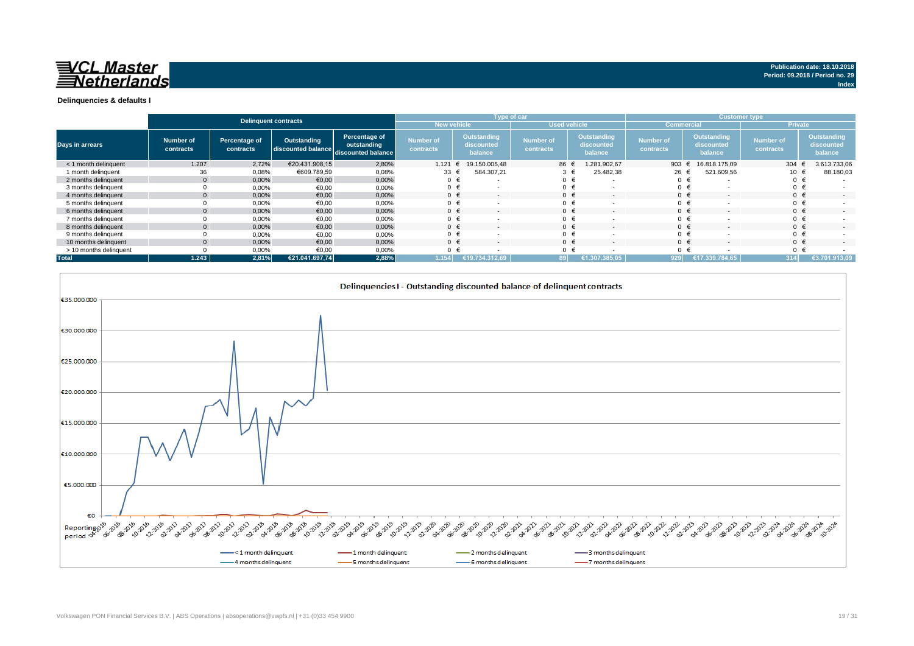**VCL Master Netherlands**

**Publication date: 18.10.2018**
**Period: 09.2018 / Period no. 29**
**Index**

**Delinquencies & defaults I**

| Days in arrears | Delinquent contracts | | | | Type of car | | | | Customer type | | | |
|---|---|---|---|---|---|---|---|---|---|---|---|---|
| | | | | | New vehicle | | Used vehicle | | Commercial | | Private | |
| | Number of contracts | Percentage of contracts | Outstanding discounted balance | Percentage of outstanding discounted balance | Number of contracts | Outstanding discounted balance | Number of contracts | Outstanding discounted balance | Number of contracts | Outstanding discounted balance | Number of contracts | Outstanding discounted balance |
| < 1 month delinquent | 1.207 | 2,72% | €20.431.908,15 | 2,80% | 1.121 | € 19.150.005,48 | 86 | € 1.281.902,67 | 903 | € 16.818.175,09 | 304 | € 3.613.733,06 |
| 1 month delinquent | 36 | 0,08% | €609.789,59 | 0,08% | 33 | € 584.307,21 | 3 | € 25.482,38 | 26 | € 521.609,56 | 10 | € 88.180,03 |
| 2 months delinquent | 0 | 0,00% | €0,00 | 0,00% | 0 | € - | 0 | € - | 0 | € - | 0 | € - |
| 3 months delinquent | 0 | 0,00% | €0,00 | 0,00% | 0 | € - | 0 | € - | 0 | € - | 0 | € - |
| 4 months delinquent | 0 | 0,00% | €0,00 | 0,00% | 0 | € - | 0 | € - | 0 | € - | 0 | € - |
| 5 months delinquent | 0 | 0,00% | €0,00 | 0,00% | 0 | € - | 0 | € - | 0 | € - | 0 | € - |
| 6 months delinquent | 0 | 0,00% | €0,00 | 0,00% | 0 | € - | 0 | € - | 0 | € - | 0 | € - |
| 7 months delinquent | 0 | 0,00% | €0,00 | 0,00% | 0 | € - | 0 | € - | 0 | € - | 0 | € - |
| 8 months delinquent | 0 | 0,00% | €0,00 | 0,00% | 0 | € - | 0 | € - | 0 | € - | 0 | € - |
| 9 months delinquent | 0 | 0,00% | €0,00 | 0,00% | 0 | € - | 0 | € - | 0 | € - | 0 | € - |
| 10 months delinquent | 0 | 0,00% | €0,00 | 0,00% | 0 | € - | 0 | € - | 0 | € - | 0 | € - |
| > 10 months delinquent | 0 | 0,00% | €0,00 | 0,00% | 0 | € - | 0 | € - | 0 | € - | 0 | € - |
| **Total** | **1.243** | **2,81%** | **€21.041.697,74** | **2,88%** | **1.154** | **€19.734.312,69** | **89** | **€1.307.385,05** | **929** | **€17.339.784,65** | **314** | **€3.701.913,09** |

Delinquencies I - Outstanding discounted balance of delinquent contracts

€35.000.000
€30.000.000
€25.000.000
€20.000.000
€15.000.000
€10.000.000
€5.000.000
€0

Reporting period: 04-2016, 06-2016, 08-2016, 10-2016, 12-2016, 02-2017, 04-2017, 06-2017, 08-2017, 10-2017, 12-2017, 02-2018, 04-2018, 06-2018, 08-2018, 10-2018, 12-2018, 02-2019, 04-2019, 06-2019, 08-2019, 10-2019, 12-2019, 02-2020, 04-2020, 06-2020, 08-2020, 10-2020, 12-2020, 02-2021, 04-2021, 06-2021, 08-2021, 10-2021, 12-2021, 02-2022, 04-2022, 06-2022, 08-2022, 10-2022, 12-2022, 02-2023, 04-2023, 06-2023, 08-2023, 10-2023, 12-2023, 02-2024, 04-2024, 06-2024, 08-2024, 10-2024

< 1 month delinquent, 1 month delinquent, 2 months delinquent, 3 months delinquent, 4 months delinquent, 5 months delinquent, 6 months delinquent, 7 months delinquent

Volkswagen PON Financial Services B.V. | ABS Operations | absoperations@vwpfs.nl | +31 (0)33 454 9900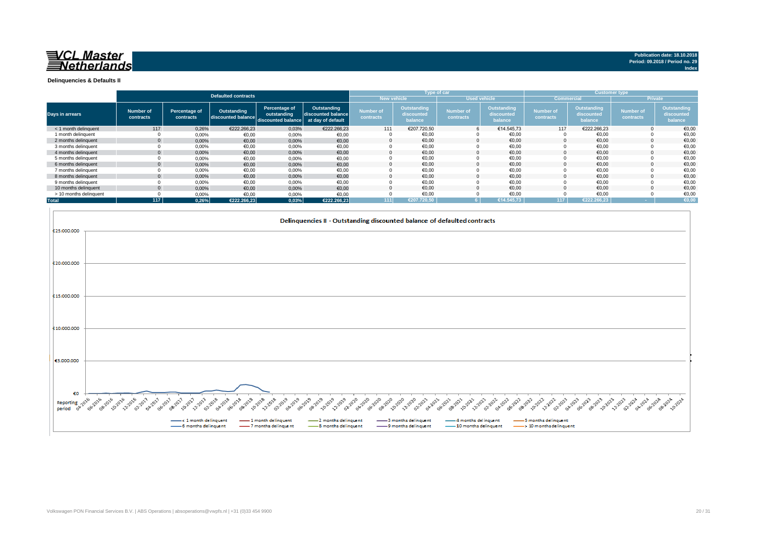# VCL Master Netherlands

Publication date: 18.10.2018
Period: 09.2018 / Period no. 29
Index

## Delinquencies & Defaults II

| Days in arrears | Defaulted contracts | | | | | Type of car | | | | Customer type | | | |
|---|---|---|---|---|---|---|---|---|---|---|---|---|---|
| | | | | | | New vehicle | | Used vehicle | | Commercial | | Private | |
| | Number of contracts | Percentage of contracts | Outstanding discounted balance | Percentage of outstanding discounted balance | Outstanding discounted balance at day of default | Number of contracts | Outstanding discounted balance | Number of contracts | Outstanding discounted balance | Number of contracts | Outstanding discounted balance | Number of contracts | Outstanding discounted balance |
| < 1 month delinquent | 117 | 0,26% | €222.266,23 | 0,03% | €222.266,23 | 111 | €207.720,50 | 6 | €14.545,73 | 117 | €222.266,23 | 0 | €0,00 |
| 1 month delinquent | 0 | 0,00% | €0,00 | 0,00% | €0,00 | 0 | €0,00 | 0 | €0,00 | 0 | €0,00 | 0 | €0,00 |
| 2 months delinquent | 0 | 0,00% | €0,00 | 0,00% | €0,00 | 0 | €0,00 | 0 | €0,00 | 0 | €0,00 | 0 | €0,00 |
| 3 months delinquent | 0 | 0,00% | €0,00 | 0,00% | €0,00 | 0 | €0,00 | 0 | €0,00 | 0 | €0,00 | 0 | €0,00 |
| 4 months delinquent | 0 | 0,00% | €0,00 | 0,00% | €0,00 | 0 | €0,00 | 0 | €0,00 | 0 | €0,00 | 0 | €0,00 |
| 5 months delinquent | 0 | 0,00% | €0,00 | 0,00% | €0,00 | 0 | €0,00 | 0 | €0,00 | 0 | €0,00 | 0 | €0,00 |
| 6 months delinquent | 0 | 0,00% | €0,00 | 0,00% | €0,00 | 0 | €0,00 | 0 | €0,00 | 0 | €0,00 | 0 | €0,00 |
| 7 months delinquent | 0 | 0,00% | €0,00 | 0,00% | €0,00 | 0 | €0,00 | 0 | €0,00 | 0 | €0,00 | 0 | €0,00 |
| 8 months delinquent | 0 | 0,00% | €0,00 | 0,00% | €0,00 | 0 | €0,00 | 0 | €0,00 | 0 | €0,00 | 0 | €0,00 |
| 9 months delinquent | 0 | 0,00% | €0,00 | 0,00% | €0,00 | 0 | €0,00 | 0 | €0,00 | 0 | €0,00 | 0 | €0,00 |
| 10 months delinquent | 0 | 0,00% | €0,00 | 0,00% | €0,00 | 0 | €0,00 | 0 | €0,00 | 0 | €0,00 | 0 | €0,00 |
| > 10 months delinquent | 0 | 0,00% | €0,00 | 0,00% | €0,00 | 0 | €0,00 | 0 | €0,00 | 0 | €0,00 | 0 | €0,00 |
| **Total** | **117** | **0,26%** | **€222.266,23** | **0,03%** | **€222.266,23** | **111** | **€207.720,50** | **6** | **€14.545,73** | **117** | **€222.266,23** | **-** | **€0,00** |

Delinquencies II - Outstanding discounted balance of defaulted contracts

€25.000.000
€20.000.000
€15.000.000
€10.000.000
€5.000.000
€0

Reporting period

04-2016, 06-2016, 08-2016, 10-2016, 12-2016, 02-2017, 04-2017, 06-2017, 08-2017, 10-2017, 12-2017, 02-2018, 04-2018, 06-2018, 08-2018, 10-2018, 12-2018, 02-2019, 04-2019, 06-2019, 08-2019, 10-2019, 12-2019, 02-2020, 04-2020, 06-2020, 08-2020, 10-2020, 12-2020, 02-2021, 04-2021, 06-2021, 08-2021, 10-2021, 12-2021, 02-2022, 04-2022, 06-2022, 08-2022, 10-2022, 12-2022, 02-2023, 04-2023, 06-2023, 08-2023, 10-2023, 12-2023, 02-2024, 04-2024, 06-2024, 08-2024, 10-2024

< 1 month delinquent, 1 month delinquent, 2 months delinquent, 3 months delinquent, 4 months delinquent, 5 months delinquent, 6 months delinquent, 7 months delinquent, 8 months delinquent, 9 months delinquent, 10 months delinquent, > 10 months delinquent

Volkswagen PON Financial Services B.V. | ABS Operations | absoperations@vwpfs.nl | +31 (0)33 454 9900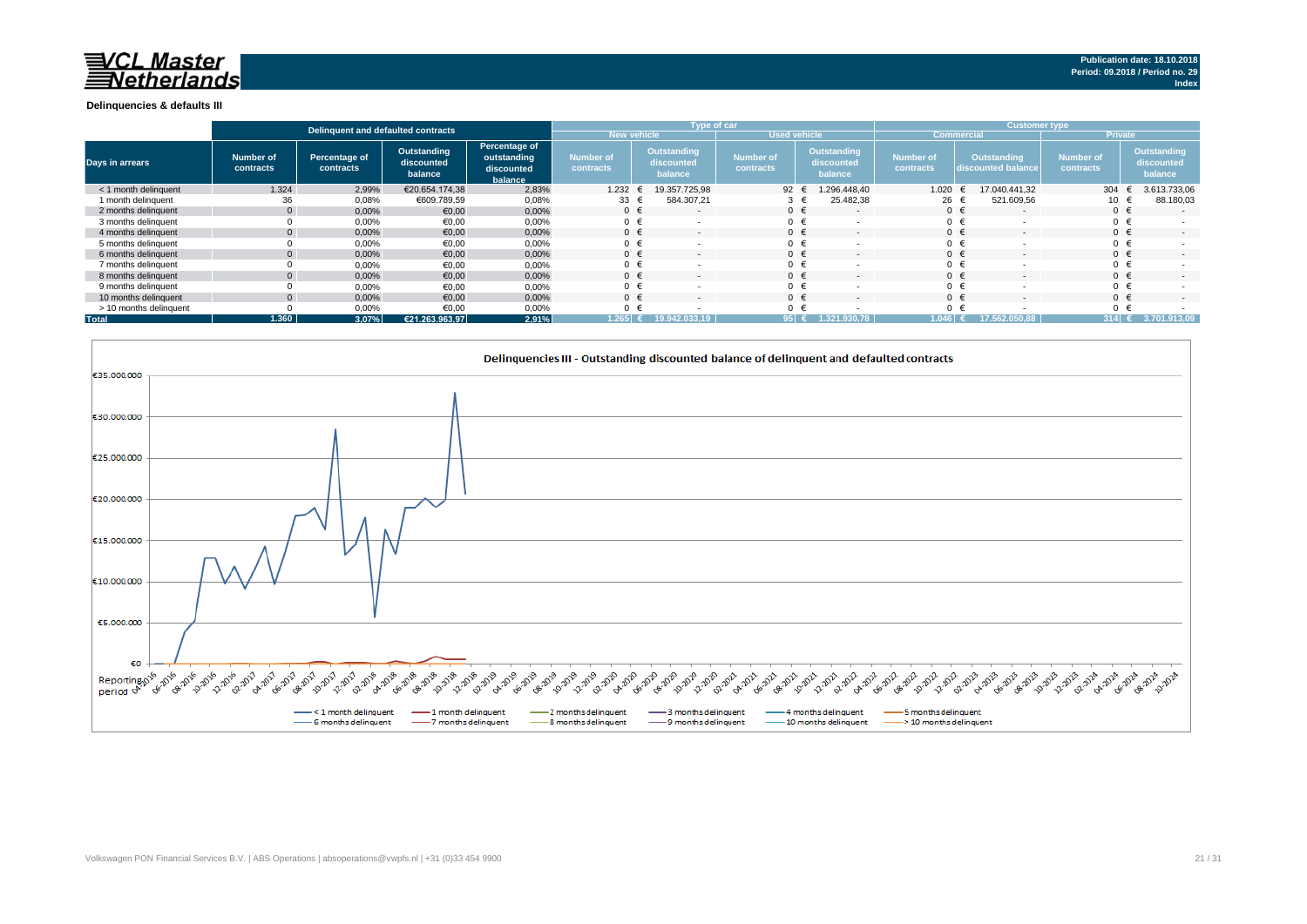**VCL Master Netherlands**

Publication date: 18.10.2018
Period: 09.2018 / Period no. 29
Index

**Delinquencies & defaults III**

| Days in arrears | Delinquent and defaulted contracts | | | | Type of car | | | | Customer type | | | |
|---|---|---|---|---|---|---|---|---|---|---|---|---|
| | | | | | New vehicle | | Used vehicle | | Commercial | | Private | |
| | Number of contracts | Percentage of contracts | Outstanding discounted balance | Percentage of outstanding discounted balance | Number of contracts | Outstanding discounted balance | Number of contracts | Outstanding discounted balance | Number of contracts | Outstanding discounted balance | Number of contracts | Outstanding discounted balance |
| < 1 month delinquent | 1.324 | 2,99% | €20.654.174,38 | 2,83% | 1.232 | € 19.357.725,98 | 92 | € 1.296.448,40 | 1.020 | € 17.040.441,32 | 304 | € 3.613.733,06 |
| 1 month delinquent | 36 | 0,08% | €609.789,59 | 0,08% | 33 | € 584.307,21 | 3 | € 25.482,38 | 26 | € 521.609,56 | 10 | € 88.180,03 |
| 2 months delinquent | 0 | 0,00% | €0,00 | 0,00% | 0 | € - | 0 | € - | 0 | € - | 0 | € - |
| 3 months delinquent | 0 | 0,00% | €0,00 | 0,00% | 0 | € - | 0 | € - | 0 | € - | 0 | € - |
| 4 months delinquent | 0 | 0,00% | €0,00 | 0,00% | 0 | € - | 0 | € - | 0 | € - | 0 | € - |
| 5 months delinquent | 0 | 0,00% | €0,00 | 0,00% | 0 | € - | 0 | € - | 0 | € - | 0 | € - |
| 6 months delinquent | 0 | 0,00% | €0,00 | 0,00% | 0 | € - | 0 | € - | 0 | € - | 0 | € - |
| 7 months delinquent | 0 | 0,00% | €0,00 | 0,00% | 0 | € - | 0 | € - | 0 | € - | 0 | € - |
| 8 months delinquent | 0 | 0,00% | €0,00 | 0,00% | 0 | € - | 0 | € - | 0 | € - | 0 | € - |
| 9 months delinquent | 0 | 0,00% | €0,00 | 0,00% | 0 | € - | 0 | € - | 0 | € - | 0 | € - |
| 10 months delinquent | 0 | 0,00% | €0,00 | 0,00% | 0 | € - | 0 | € - | 0 | € - | 0 | € - |
| > 10 months delinquent | 0 | 0,00% | €0,00 | 0,00% | 0 | € - | 0 | € - | 0 | € - | 0 | € - |
| **Total** | **1.360** | **3,07%** | **€21.263.963,97** | **2,91%** | **1.265** | **€ 19.942.033,19** | **95** | **€ 1.321.930,78** | **1.046** | **€ 17.562.050,88** | **314** | **€ 3.701.913,09** |

Delinquencies III - Outstanding discounted balance of delinquent and defaulted contracts

€35.000.000
€30.000.000
€25.000.000
€20.000.000
€15.000.000
€10.000.000
€5.000.000
€0

Reporting period 04-2016 06-2016 08-2016 10-2016 12-2016 02-2017 04-2017 06-2017 08-2017 10-2017 12-2017 02-2018 04-2018 06-2018 08-2018 10-2018 12-2018 02-2019 04-2019 06-2019 08-2019 10-2019 12-2019 02-2020 04-2020 06-2020 08-2020 10-2020 12-2020 02-2021 04-2021 06-2021 08-2021 10-2021 12-2021 02-2022 04-2022 06-2022 08-2022 10-2022 12-2022 02-2023 04-2023 06-2023 08-2023 10-2023 12-2023 02-2024 04-2024 06-2024 08-2024 10-2024

< 1 month delinquent, 1 month delinquent, 2 months delinquent, 3 months delinquent, 4 months delinquent, 5 months delinquent, 6 months delinquent, 7 months delinquent, 8 months delinquent, 9 months delinquent, 10 months delinquent, > 10 months delinquent

Volkswagen PON Financial Services B.V. | ABS Operations | absoperations@vwpfs.nl | +31 (0)33 454 9900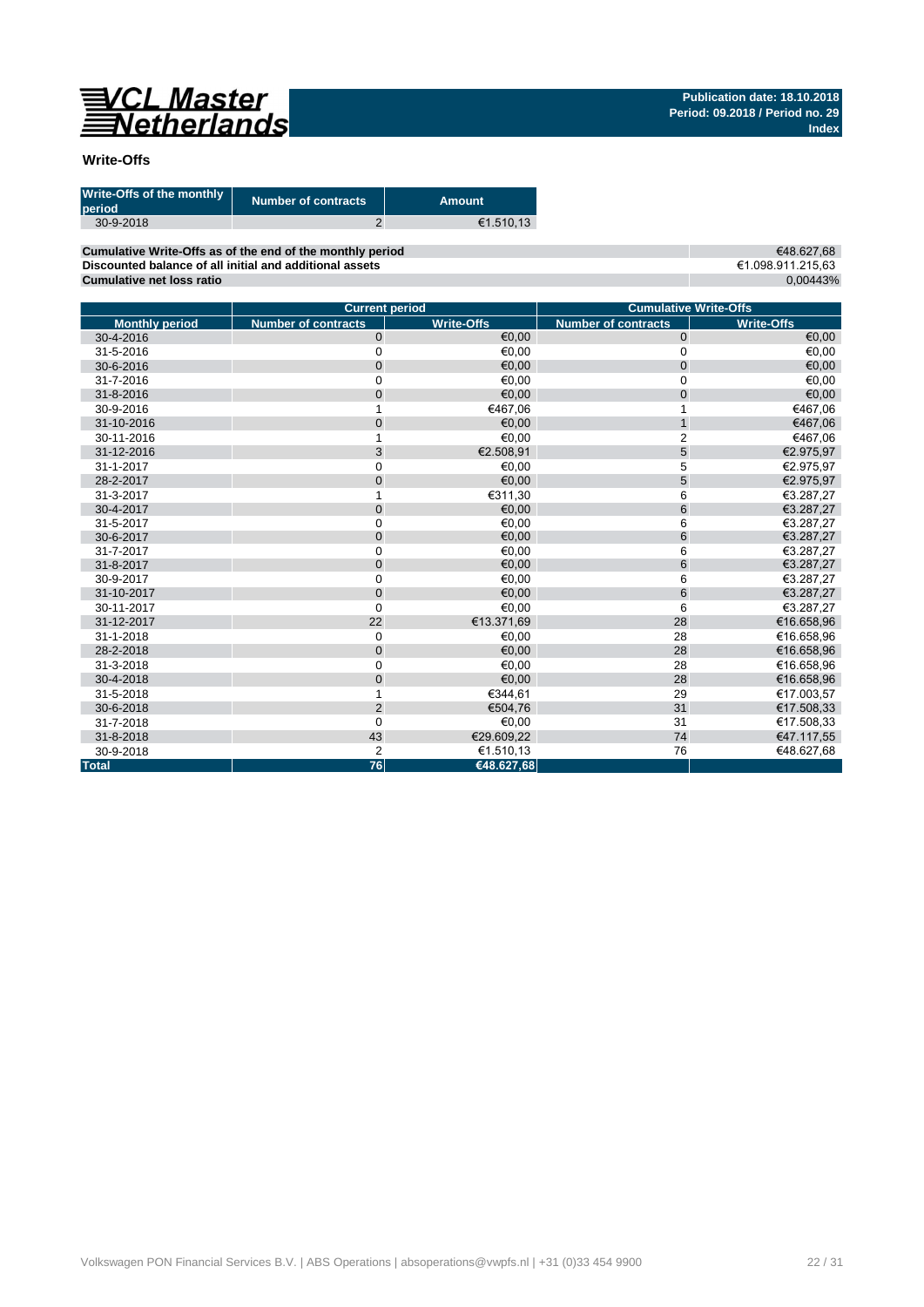VCL Master Netherlands

Publication date: 18.10.2018
Period: 09.2018 / Period no. 29
Index

## Write-Offs

| Write-Offs of the monthly period | Number of contracts | Amount |
|---|---|---|
| 30-9-2018 | 2 | €1.510,13 |

| | |
|---|---|
| **Cumulative Write-Offs as of the end of the monthly period** | €48.627,68 |
| **Discounted balance of all initial and additional assets** | €1.098.911.215,63 |
| **Cumulative net loss ratio** | 0,00443% |

| | Current period | | Cumulative Write-Offs | |
|---|---|---|---|---|
| **Monthly period** | **Number of contracts** | **Write-Offs** | **Number of contracts** | **Write-Offs** |
| 30-4-2016 | 0 | €0,00 | 0 | €0,00 |
| 31-5-2016 | 0 | €0,00 | 0 | €0,00 |
| 30-6-2016 | 0 | €0,00 | 0 | €0,00 |
| 31-7-2016 | 0 | €0,00 | 0 | €0,00 |
| 31-8-2016 | 0 | €0,00 | 0 | €0,00 |
| 30-9-2016 | 1 | €467,06 | 1 | €467,06 |
| 31-10-2016 | 0 | €0,00 | 1 | €467,06 |
| 30-11-2016 | 1 | €0,00 | 2 | €467,06 |
| 31-12-2016 | 3 | €2.508,91 | 5 | €2.975,97 |
| 31-1-2017 | 0 | €0,00 | 5 | €2.975,97 |
| 28-2-2017 | 0 | €0,00 | 5 | €2.975,97 |
| 31-3-2017 | 1 | €311,30 | 6 | €3.287,27 |
| 30-4-2017 | 0 | €0,00 | 6 | €3.287,27 |
| 31-5-2017 | 0 | €0,00 | 6 | €3.287,27 |
| 30-6-2017 | 0 | €0,00 | 6 | €3.287,27 |
| 31-7-2017 | 0 | €0,00 | 6 | €3.287,27 |
| 31-8-2017 | 0 | €0,00 | 6 | €3.287,27 |
| 30-9-2017 | 0 | €0,00 | 6 | €3.287,27 |
| 31-10-2017 | 0 | €0,00 | 6 | €3.287,27 |
| 30-11-2017 | 0 | €0,00 | 6 | €3.287,27 |
| 31-12-2017 | 22 | €13.371,69 | 28 | €16.658,96 |
| 31-1-2018 | 0 | €0,00 | 28 | €16.658,96 |
| 28-2-2018 | 0 | €0,00 | 28 | €16.658,96 |
| 31-3-2018 | 0 | €0,00 | 28 | €16.658,96 |
| 30-4-2018 | 0 | €0,00 | 28 | €16.658,96 |
| 31-5-2018 | 1 | €344,61 | 29 | €17.003,57 |
| 30-6-2018 | 2 | €504,76 | 31 | €17.508,33 |
| 31-7-2018 | 0 | €0,00 | 31 | €17.508,33 |
| 31-8-2018 | 43 | €29.609,22 | 74 | €47.117,55 |
| 30-9-2018 | 2 | €1.510,13 | 76 | €48.627,68 |
| **Total** | **76** | **€48.627,68** | | |

Volkswagen PON Financial Services B.V. | ABS Operations | absoperations@vwpfs.nl | +31 (0)33 454 9900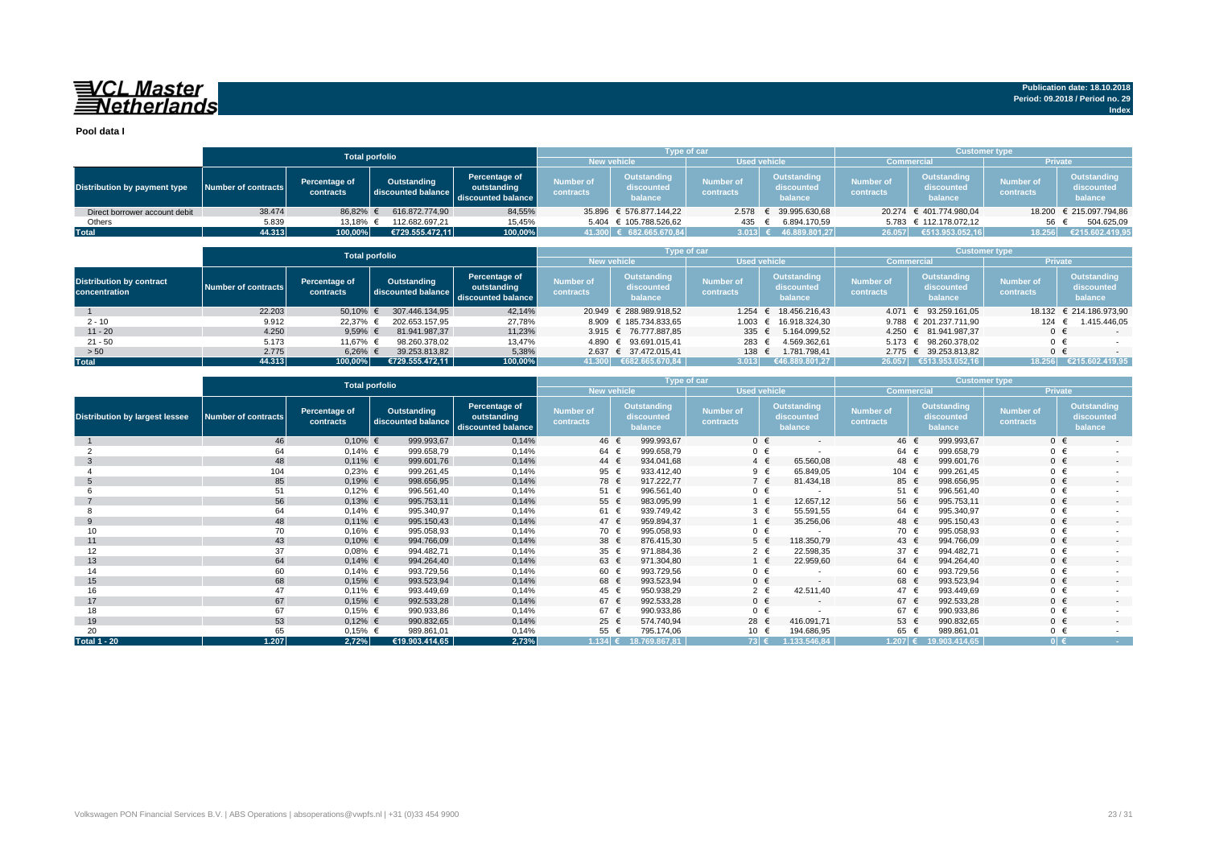**VCL Master Netherlands**

**Publication date: 18.10.2018**
**Period: 09.2018 / Period no. 29**
**Index**

**Pool data I**

| Distribution by payment type | Total porfolio | | | | Type of car | | | | Customer type | | | |
|---|---|---|---|---|---|---|---|---|---|---|---|---|
| | | | | | New vehicle | | Used vehicle | | Commercial | | Private | |
| | Number of contracts | Percentage of contracts | Outstanding discounted balance | Percentage of outstanding discounted balance | Number of contracts | Outstanding discounted balance | Number of contracts | Outstanding discounted balance | Number of contracts | Outstanding discounted balance | Number of contracts | Outstanding discounted balance |
| Direct borrower account debit | 38.474 | 86,82% | € 616.872.774,90 | 84,55% | 35.896 | € 576.877.144,22 | 2.578 | € 39.995.630,68 | 20.274 | € 401.774.980,04 | 18.200 | € 215.097.794,86 |
| Others | 5.839 | 13,18% | € 112.682.697,21 | 15,45% | 5.404 | € 105.788.526,62 | 435 | € 6.894.170,59 | 5.783 | € 112.178.072,12 | 56 | € 504.625,09 |
| **Total** | **44.313** | **100,00%** | **€729.555.472,11** | **100,00%** | **41.300** | **€ 682.665.670,84** | **3.013** | **€ 46.889.801,27** | **26.057** | **€513.953.052,16** | **18.256** | **€215.602.419,95** |

| Distribution by contract concentration | Total porfolio | | | | Type of car | | | | Customer type | | | |
|---|---|---|---|---|---|---|---|---|---|---|---|---|
| | | | | | New vehicle | | Used vehicle | | Commercial | | Private | |
| | Number of contracts | Percentage of contracts | Outstanding discounted balance | Percentage of outstanding discounted balance | Number of contracts | Outstanding discounted balance | Number of contracts | Outstanding discounted balance | Number of contracts | Outstanding discounted balance | Number of contracts | Outstanding discounted balance |
| 1 | 22.203 | 50,10% | € 307.446.134,95 | 42,14% | 20.949 | € 288.989.918,52 | 1.254 | € 18.456.216,43 | 4.071 | € 93.259.161,05 | 18.132 | € 214.186.973,90 |
| 2 - 10 | 9.912 | 22,37% | € 202.653.157,95 | 27,78% | 8.909 | € 185.734.833,65 | 1.003 | € 16.918.324,30 | 9.788 | € 201.237.711,90 | 124 | € 1.415.446,05 |
| 11 - 20 | 4.250 | 9,59% | € 81.941.987,37 | 11,23% | 3.915 | € 76.777.887,85 | 335 | € 5.164.099,52 | 4.250 | € 81.941.987,37 | 0 | € - |
| 21 - 50 | 5.173 | 11,67% | € 98.260.378,02 | 13,47% | 4.890 | € 93.691.015,41 | 283 | € 4.569.362,61 | 5.173 | € 98.260.378,02 | 0 | € - |
| > 50 | 2.775 | 6,26% | € 39.253.813,82 | 5,38% | 2.637 | € 37.472.015,41 | 138 | € 1.781.798,41 | 2.775 | € 39.253.813,82 | 0 | € - |
| **Total** | **44.313** | **100,00%** | **€729.555.472,11** | **100,00%** | **41.300** | **€682.665.670,84** | **3.013** | **€46.889.801,27** | **26.057** | **€513.953.052,16** | **18.256** | **€215.602.419,95** |

| Distribution by largest lessee | Total porfolio | | | | Type of car | | | | Customer type | | | |
|---|---|---|---|---|---|---|---|---|---|---|---|---|
| | | | | | New vehicle | | Used vehicle | | Commercial | | Private | |
| | Number of contracts | Percentage of contracts | Outstanding discounted balance | Percentage of outstanding discounted balance | Number of contracts | Outstanding discounted balance | Number of contracts | Outstanding discounted balance | Number of contracts | Outstanding discounted balance | Number of contracts | Outstanding discounted balance |
| 1 | 46 | 0,10% | € 999.993,67 | 0,14% | 46 | € 999.993,67 | 0 | € - | 46 | € 999.993,67 | 0 | € - |
| 2 | 64 | 0,14% | € 999.658,79 | 0,14% | 64 | € 999.658,79 | 0 | € - | 64 | € 999.658,79 | 0 | € - |
| 3 | 48 | 0,11% | € 999.601,76 | 0,14% | 44 | € 934.041,68 | 4 | € 65.560,08 | 48 | € 999.601,76 | 0 | € - |
| 4 | 104 | 0,23% | € 999.261,45 | 0,14% | 95 | € 933.412,40 | 9 | € 65.849,05 | 104 | € 999.261,45 | 0 | € - |
| 5 | 85 | 0,19% | € 998.656,95 | 0,14% | 78 | € 917.222,77 | 7 | € 81.434,18 | 85 | € 998.656,95 | 0 | € - |
| 6 | 51 | 0,12% | € 996.561,40 | 0,14% | 51 | € 996.561,40 | 0 | € - | 51 | € 996.561,40 | 0 | € - |
| 7 | 56 | 0,13% | € 995.753,11 | 0,14% | 55 | € 983.095,99 | 1 | € 12.657,12 | 56 | € 995.753,11 | 0 | € - |
| 8 | 64 | 0,14% | € 995.340,97 | 0,14% | 61 | € 939.749,42 | 3 | € 55.591,55 | 64 | € 995.340,97 | 0 | € - |
| 9 | 48 | 0,11% | € 995.150,43 | 0,14% | 47 | € 959.894,37 | 1 | € 35.256,06 | 48 | € 995.150,43 | 0 | € - |
| 10 | 70 | 0,16% | € 995.058,93 | 0,14% | 70 | € 995.058,93 | 0 | € - | 70 | € 995.058,93 | 0 | € - |
| 11 | 43 | 0,10% | € 994.766,09 | 0,14% | 38 | € 876.415,30 | 5 | € 118.350,79 | 43 | € 994.766,09 | 0 | € - |
| 12 | 37 | 0,08% | € 994.482,71 | 0,14% | 35 | € 971.884,36 | 2 | € 22.598,35 | 37 | € 994.482,71 | 0 | € - |
| 13 | 64 | 0,14% | € 994.264,40 | 0,14% | 63 | € 971.304,80 | 1 | € 22.959,60 | 64 | € 994.264,40 | 0 | € - |
| 14 | 60 | 0,14% | € 993.729,56 | 0,14% | 60 | € 993.729,56 | 0 | € - | 60 | € 993.729,56 | 0 | € - |
| 15 | 68 | 0,15% | € 993.523,94 | 0,14% | 68 | € 993.523,94 | 0 | € - | 68 | € 993.523,94 | 0 | € - |
| 16 | 47 | 0,11% | € 993.449,69 | 0,14% | 45 | € 950.938,29 | 2 | € 42.511,40 | 47 | € 993.449,69 | 0 | € - |
| 17 | 67 | 0,15% | € 992.533,28 | 0,14% | 67 | € 992.533,28 | 0 | € - | 67 | € 992.533,28 | 0 | € - |
| 18 | 67 | 0,15% | € 990.933,86 | 0,14% | 67 | € 990.933,86 | 0 | € - | 67 | € 990.933,86 | 0 | € - |
| 19 | 53 | 0,12% | € 990.832,65 | 0,14% | 25 | € 574.740,94 | 28 | € 416.091,71 | 53 | € 990.832,65 | 0 | € - |
| 20 | 65 | 0,15% | € 989.861,01 | 0,14% | 55 | € 795.174,06 | 10 | € 194.686,95 | 65 | € 989.861,01 | 0 | € - |
| **Total 1 - 20** | **1.207** | **2,72%** | **€19.903.414,65** | **2,73%** | **1.134** | **€ 18.769.867,81** | **73** | **€ 1.133.546,84** | **1.207** | **€ 19.903.414,65** | **0** | **€ -** |

Volkswagen PON Financial Services B.V. | ABS Operations | absoperations@vwpfs.nl | +31 (0)33 454 9900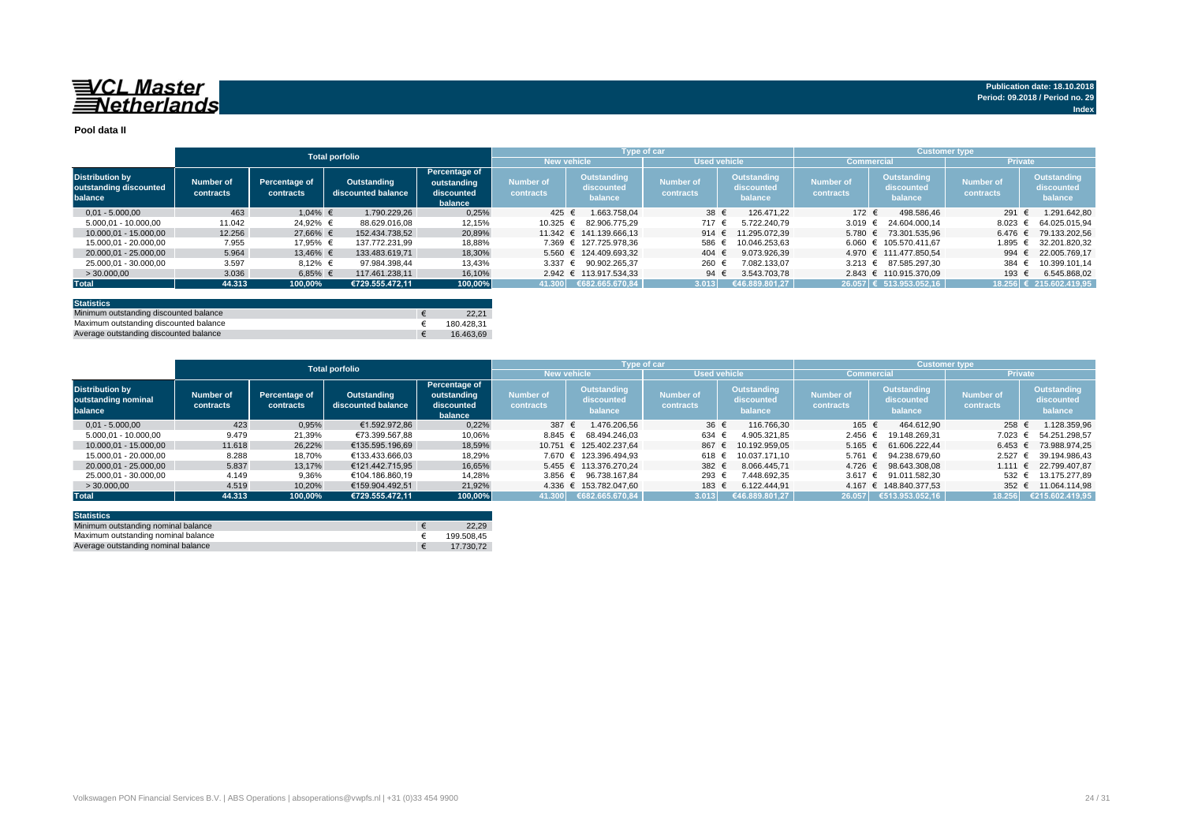# VCL Master Netherlands

Publication date: 18.10.2018
Period: 09.2018 / Period no. 29
Index

## Pool data II

| Distribution by outstanding discounted balance | Total porfolio | | | | Type of car | | | | Customer type | | | |
|---|---|---|---|---|---|---|---|---|---|---|---|---|
| | | | | | New vehicle | | Used vehicle | | Commercial | | Private | |
| | Number of contracts | Percentage of contracts | Outstanding discounted balance | Percentage of outstanding discounted balance | Number of contracts | Outstanding discounted balance | Number of contracts | Outstanding discounted balance | Number of contracts | Outstanding discounted balance | Number of contracts | Outstanding discounted balance |
| 0,01 - 5.000,00 | 463 | 1,04% | € 1.790.229,26 | 0,25% | 425 | € 1.663.758,04 | 38 | € 126.471,22 | 172 | € 498.586,46 | 291 | € 1.291.642,80 |
| 5.000,01 - 10.000,00 | 11.042 | 24,92% | € 88.629.016,08 | 12,15% | 10.325 | € 82.906.775,29 | 717 | € 5.722.240,79 | 3.019 | € 24.604.000,14 | 8.023 | € 64.025.015,94 |
| 10.000,01 - 15.000,00 | 12.256 | 27,66% | € 152.434.738,52 | 20,89% | 11.342 | € 141.139.666,13 | 914 | € 11.295.072,39 | 5.780 | € 73.301.535,96 | 6.476 | € 79.133.202,56 |
| 15.000,01 - 20.000,00 | 7.955 | 17,95% | € 137.772.231,99 | 18,88% | 7.369 | € 127.725.978,36 | 586 | € 10.046.253,63 | 6.060 | € 105.570.411,67 | 1.895 | € 32.201.820,32 |
| 20.000,01 - 25.000,00 | 5.964 | 13,46% | € 133.483.619,71 | 18,30% | 5.560 | € 124.409.693,32 | 404 | € 9.073.926,39 | 4.970 | € 111.477.850,54 | 994 | € 22.005.769,17 |
| 25.000,01 - 30.000,00 | 3.597 | 8,12% | € 97.984.398,44 | 13,43% | 3.337 | € 90.902.265,37 | 260 | € 7.082.133,07 | 3.213 | € 87.585.297,30 | 384 | € 10.399.101,14 |
| > 30.000,00 | 3.036 | 6,85% | € 117.461.238,11 | 16,10% | 2.942 | € 113.917.534,33 | 94 | € 3.543.703,78 | 2.843 | € 110.915.370,09 | 193 | € 6.545.868,02 |
| **Total** | **44.313** | **100,00%** | **€729.555.472,11** | **100,00%** | **41.300** | **€682.665.670,84** | **3.013** | **€46.889.801,27** | **26.057** | **€ 513.953.052,16** | **18.256** | **€ 215.602.419,95** |

| Statistics | |
|---|---|
| Minimum outstanding discounted balance | € 22,21 |
| Maximum outstanding discounted balance | € 180.428,31 |
| Average outstanding discounted balance | € 16.463,69 |

| Distribution by outstanding nominal balance | Total porfolio | | | | Type of car | | | | Customer type | | | |
|---|---|---|---|---|---|---|---|---|---|---|---|---|
| | | | | | New vehicle | | Used vehicle | | Commercial | | Private | |
| | Number of contracts | Percentage of contracts | Outstanding discounted balance | Percentage of outstanding discounted balance | Number of contracts | Outstanding discounted balance | Number of contracts | Outstanding discounted balance | Number of contracts | Outstanding discounted balance | Number of contracts | Outstanding discounted balance |
| 0,01 - 5.000,00 | 423 | 0,95% | €1.592.972,86 | 0,22% | 387 | € 1.476.206,56 | 36 | € 116.766,30 | 165 | € 464.612,90 | 258 | € 1.128.359,96 |
| 5.000,01 - 10.000,00 | 9.479 | 21,39% | €73.399.567,88 | 10,06% | 8.845 | € 68.494.246,03 | 634 | € 4.905.321,85 | 2.456 | € 19.148.269,31 | 7.023 | € 54.251.298,57 |
| 10.000,01 - 15.000,00 | 11.618 | 26,22% | €135.595.196,69 | 18,59% | 10.751 | € 125.402.237,64 | 867 | € 10.192.959,05 | 5.165 | € 61.606.222,44 | 6.453 | € 73.988.974,25 |
| 15.000,01 - 20.000,00 | 8.288 | 18,70% | €133.433.666,03 | 18,29% | 7.670 | € 123.396.494,93 | 618 | € 10.037.171,10 | 5.761 | € 94.238.679,60 | 2.527 | € 39.194.986,43 |
| 20.000,01 - 25.000,00 | 5.837 | 13,17% | €121.442.715,95 | 16,65% | 5.455 | € 113.376.270,24 | 382 | € 8.066.445,71 | 4.726 | € 98.643.308,08 | 1.111 | € 22.799.407,87 |
| 25.000,01 - 30.000,00 | 4.149 | 9,36% | €104.186.860,19 | 14,28% | 3.856 | € 96.738.167,84 | 293 | € 7.448.692,35 | 3.617 | € 91.011.582,30 | 532 | € 13.175.277,89 |
| > 30.000,00 | 4.519 | 10,20% | €159.904.492,51 | 21,92% | 4.336 | € 153.782.047,60 | 183 | € 6.122.444,91 | 4.167 | € 148.840.377,53 | 352 | € 11.064.114,98 |
| **Total** | **44.313** | **100,00%** | **€729.555.472,11** | **100,00%** | **41.300** | **€682.665.670,84** | **3.013** | **€46.889.801,27** | **26.057** | **€513.953.052,16** | **18.256** | **€215.602.419,95** |

| Statistics | |
|---|---|
| Minimum outstanding nominal balance | € 22,29 |
| Maximum outstanding nominal balance | € 199.508,45 |
| Average outstanding nominal balance | € 17.730,72 |

Volkswagen PON Financial Services B.V. | ABS Operations | absoperations@vwpfs.nl | +31 (0)33 454 9900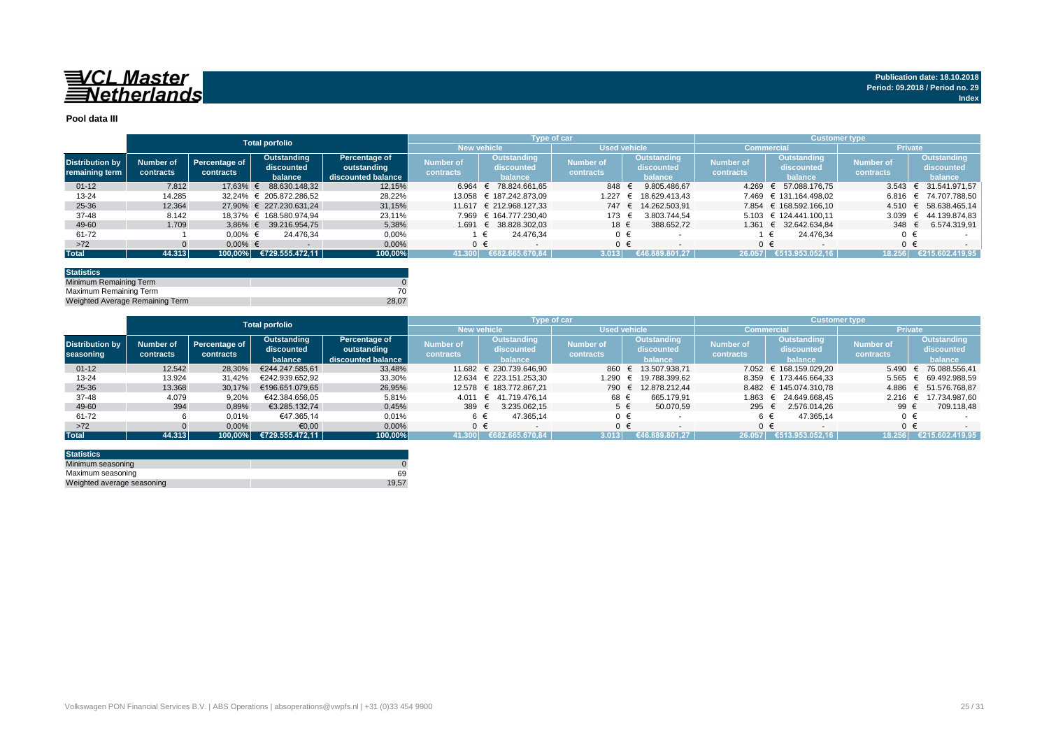# Pool data III

| Distribution by remaining term | Total porfolio | | | | Type of car | | | | Customer type | | | |
|---|---|---|---|---|---|---|---|---|---|---|---|---|
| | | | | | New vehicle | | Used vehicle | | Commercial | | Private | |
| | Number of contracts | Percentage of contracts | Outstanding discounted balance | Percentage of outstanding discounted balance | Number of contracts | Outstanding discounted balance | Number of contracts | Outstanding discounted balance | Number of contracts | Outstanding discounted balance | Number of contracts | Outstanding discounted balance |
| 01-12 | 7.812 | 17,63% | € 88.630.148,32 | 12,15% | 6.964 | € 78.824.661,65 | 848 | € 9.805.486,67 | 4.269 | € 57.088.176,75 | 3.543 | € 31.541.971,57 |
| 13-24 | 14.285 | 32,24% | € 205.872.286,52 | 28,22% | 13.058 | € 187.242.873,09 | 1.227 | € 18.629.413,43 | 7.469 | € 131.164.498,02 | 6.816 | € 74.707.788,50 |
| 25-36 | 12.364 | 27,90% | € 227.230.631,24 | 31,15% | 11.617 | € 212.968.127,33 | 747 | € 14.262.503,91 | 7.854 | € 168.592.166,10 | 4.510 | € 58.638.465,14 |
| 37-48 | 8.142 | 18,37% | € 168.580.974,94 | 23,11% | 7.969 | € 164.777.230,40 | 173 | € 3.803.744,54 | 5.103 | € 124.441.100,11 | 3.039 | € 44.139.874,83 |
| 49-60 | 1.709 | 3,86% | € 39.216.954,75 | 5,38% | 1.691 | € 38.828.302,03 | 18 | € 388.652,72 | 1.361 | € 32.642.634,84 | 348 | € 6.574.319,91 |
| 61-72 | 1 | 0,00% | € 24.476,34 | 0,00% | 1 | € 24.476,34 | 0 | € - | 1 | € 24.476,34 | 0 | € - |
| >72 | 0 | 0,00% | € - | 0,00% | 0 | € - | 0 | € - | 0 | € - | 0 | € - |
| **Total** | **44.313** | **100,00%** | **€729.555.472,11** | **100,00%** | **41.300** | **€682.665.670,84** | **3.013** | **€46.889.801,27** | **26.057** | **€513.953.052,16** | **18.256** | **€215.602.419,95** |

| Statistics | |
|---|---|
| Minimum Remaining Term | 0 |
| Maximum Remaining Term | 70 |
| Weighted Average Remaining Term | 28,07 |

| Distribution by seasoning | Total porfolio | | | | Type of car | | | | Customer type | | | |
|---|---|---|---|---|---|---|---|---|---|---|---|---|
| | | | | | New vehicle | | Used vehicle | | Commercial | | Private | |
| | Number of contracts | Percentage of contracts | Outstanding discounted balance | Percentage of outstanding discounted balance | Number of contracts | Outstanding discounted balance | Number of contracts | Outstanding discounted balance | Number of contracts | Outstanding discounted balance | Number of contracts | Outstanding discounted balance |
| 01-12 | 12.542 | 28,30% | €244.247.585,61 | 33,48% | 11.682 | € 230.739.646,90 | 860 | € 13.507.938,71 | 7.052 | € 168.159.029,20 | 5.490 | € 76.088.556,41 |
| 13-24 | 13.924 | 31,42% | €242.939.652,92 | 33,30% | 12.634 | € 223.151.253,30 | 1.290 | € 19.788.399,62 | 8.359 | € 173.446.664,33 | 5.565 | € 69.492.988,59 |
| 25-36 | 13.368 | 30,17% | €196.651.079,65 | 26,95% | 12.578 | € 183.772.867,21 | 790 | € 12.878.212,44 | 8.482 | € 145.074.310,78 | 4.886 | € 51.576.768,87 |
| 37-48 | 4.079 | 9,20% | €42.384.656,05 | 5,81% | 4.011 | € 41.719.476,14 | 68 | € 665.179,91 | 1.863 | € 24.649.668,45 | 2.216 | € 17.734.987,60 |
| 49-60 | 394 | 0,89% | €3.285.132,74 | 0,45% | 389 | € 3.235.062,15 | 5 | € 50.070,59 | 295 | € 2.576.014,26 | 99 | € 709.118,48 |
| 61-72 | 6 | 0,01% | €47.365,14 | 0,01% | 6 | € 47.365,14 | 0 | € - | 6 | € 47.365,14 | 0 | € - |
| >72 | 0 | 0,00% | €0,00 | 0,00% | 0 | € - | 0 | € - | 0 | € - | 0 | € - |
| **Total** | **44.313** | **100,00%** | **€729.555.472,11** | **100,00%** | **41.300** | **€682.665.670,84** | **3.013** | **€46.889.801,27** | **26.057** | **€513.953.052,16** | **18.256** | **€215.602.419,95** |

| Statistics | |
|---|---|
| Minimum seasoning | 0 |
| Maximum seasoning | 69 |
| Weighted average seasoning | 19,57 |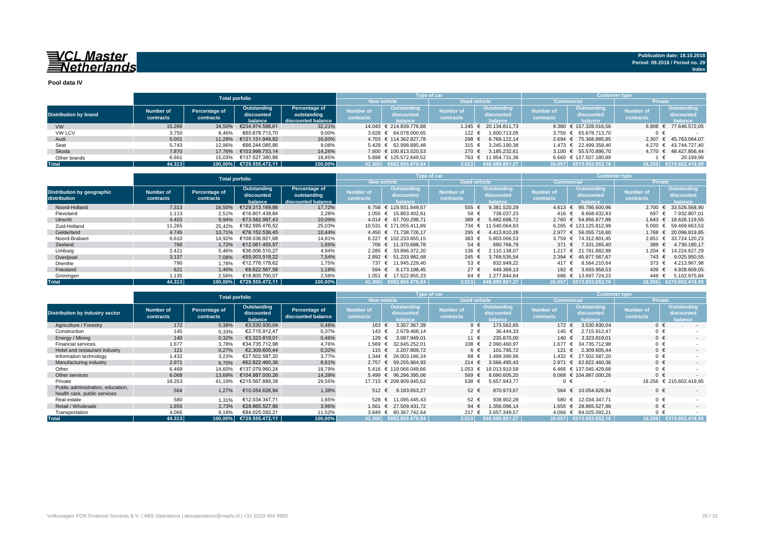# VCL Master Netherlands

Publication date: 18.10.2018
Period: 09.2018 / Period no. 29
Index

**Pool data IV**

| Distribution by brand | Total porfolio | | | | Type of car | | | | Customer type | | | |
|---|---|---|---|---|---|---|---|---|---|---|---|---|
| | | | | | New vehicle | | Used vehicle | | Commercial | | Private | |
| | Number of contracts | Percentage of contracts | Outstanding discounted balance | Percentage of outstanding discounted balance | Number of contracts | Outstanding discounted balance | Number of contracts | Outstanding discounted balance | Number of contracts | Outstanding discounted balance | Number of contracts | Outstanding discounted balance |
| VW | 15.288 | 34,50% | €234.974.588,61 | 32,21% | 14.043 | € 214.839.776,88 | 1.245 | € 20.134.811,73 | 8.380 | € 157.328.016,56 | 6.908 | € 77.646.572,05 |
| VW LCV | 3.750 | 8,46% | €65.678.713,70 | 9,00% | 3.628 | € 64.078.000,65 | 122 | € 1.600.713,05 | 3.750 | € 65.678.713,70 | 0 | € - |
| Audi | 5.001 | 11,29% | €121.131.949,92 | 16,60% | 4.703 | € 114.362.827,78 | 298 | € 6.769.122,14 | 2.694 | € 75.368.885,85 | 2.307 | € 45.763.064,07 |
| Seat | 5.743 | 12,96% | €66.244.085,86 | 9,08% | 5.428 | € 62.998.895,48 | 315 | € 3.245.190,38 | 1.473 | € 22.499.358,46 | 4.270 | € 43.744.727,40 |
| Skoda | 7.870 | 17,76% | €103.998.753,14 | 14,26% | 7.600 | € 100.813.520,53 | 270 | € 3.185.232,61 | 3.100 | € 55.570.896,70 | 4.770 | € 48.427.856,44 |
| Other brands | 6.661 | 15,03% | €137.527.380,88 | 18,85% | 5.898 | € 125.572.649,52 | 763 | € 11.954.731,36 | 6.660 | € 137.507.180,89 | 1 | € 20.199,99 |
| **Total** | **44.313** | **100,00%** | **€729.555.472,11** | **100,00%** | **41.300** | **€682.665.670,84** | **3.013** | **€46.889.801,27** | **26.057** | **€513.953.052,16** | **18.256** | **€215.602.419,95** |

| Distribution by geographic distribution | Total porfolio | | | | Type of car | | | | Customer type | | | |
|---|---|---|---|---|---|---|---|---|---|---|---|---|
| | | | | | New vehicle | | Used vehicle | | Commercial | | Private | |
| | Number of contracts | Percentage of contracts | Outstanding discounted balance | Percentage of outstanding discounted balance | Number of contracts | Outstanding discounted balance | Number of contracts | Outstanding discounted balance | Number of contracts | Outstanding discounted balance | Number of contracts | Outstanding discounted balance |
| Noord-Holland | 7.313 | 16,50% | €129.313.169,86 | 17,72% | 6.758 | € 119.931.649,57 | 555 | € 9.381.520,29 | 4.613 | € 95.786.600,96 | 2.700 | € 33.526.568,90 |
| Flevoland | 1.113 | 2,51% | €16.601.439,84 | 2,28% | 1.055 | € 15.863.402,61 | 58 | € 738.037,23 | 416 | € 8.668.632,83 | 697 | € 7.932.807,01 |
| Utrecht | 4.403 | 9,94% | €73.582.997,43 | 10,09% | 4.014 | € 67.700.298,71 | 389 | € 5.882.698,72 | 2.760 | € 54.956.877,88 | 1.643 | € 18.626.119,55 |
| Zuid-Holland | 11.265 | 25,42% | €182.595.476,52 | 25,03% | 10.531 | € 171.055.411,89 | 734 | € 11.540.064,63 | 6.265 | € 123.125.812,99 | 5.000 | € 59.469.663,53 |
| Gelderland | 4.745 | 10,71% | €76.152.536,45 | 10,44% | 4.450 | € 71.738.726,17 | 295 | € 4.413.810,28 | 2.977 | € 56.055.716,60 | 1.768 | € 20.096.819,85 |
| Noord-Brabant | 6.610 | 14,92% | €108.036.921,68 | 14,81% | 6.227 | € 102.233.855,15 | 383 | € 5.803.066,53 | 3.759 | € 74.312.801,45 | 2.851 | € 33.724.120,23 |
| Zeeland | 760 | 1,72% | €12.061.455,57 | 1,65% | 706 | € 11.370.688,78 | 54 | € 690.766,79 | 371 | € 7.331.265,40 | 389 | € 4.730.190,17 |
| Limburg | 2.421 | 5,46% | €36.006.510,27 | 4,94% | 2.285 | € 33.896.372,20 | 136 | € 2.110.138,07 | 1.217 | € 21.781.882,98 | 1.204 | € 14.224.627,29 |
| Overijssel | 3.137 | 7,08% | €55.003.518,22 | 7,54% | 2.892 | € 51.233.982,68 | 245 | € 3.769.535,54 | 2.394 | € 45.977.567,67 | 743 | € 9.025.950,55 |
| Drenthe | 790 | 1,78% | €12.778.178,62 | 1,75% | 737 | € 11.945.229,40 | 53 | € 832.949,22 | 417 | € 8.564.210,64 | 373 | € 4.213.967,98 |
| Friesland | 621 | 1,40% | €8.622.567,58 | 1,18% | 594 | € 8.173.198,45 | 27 | € 449.369,13 | 182 | € 3.693.958,53 | 439 | € 4.928.609,05 |
| Groningen | 1.135 | 2,56% | €18.800.700,07 | 2,58% | 1.051 | € 17.522.855,23 | 84 | € 1.277.844,84 | 686 | € 13.697.724,23 | 449 | € 5.102.975,84 |
| **Total** | **44.313** | **100,00%** | **€729.555.472,11** | **100,00%** | **41.300** | **€682.665.670,84** | **3.013** | **€46.889.801,27** | **26.057** | **€513.953.052,16** | **18.256** | **€215.602.419,95** |

| Distribution by industry sector | Total porfolio | | | | Type of car | | | | Customer type | | | |
|---|---|---|---|---|---|---|---|---|---|---|---|---|
| | | | | | New vehicle | | Used vehicle | | Commercial | | Private | |
| | Number of contracts | Percentage of contracts | Outstanding discounted balance | Percentage of discounted balance | Number of contracts | Outstanding discounted balance | Number of contracts | Outstanding discounted balance | Number of contracts | Outstanding discounted balance | Number of contracts | Outstanding discounted balance |
| Agriculture / Forestry | 172 | 0,39% | €3.530.930,04 | 0,48% | 163 | € 3.357.367,39 | 9 | € 173.562,65 | 172 | € 3.530.930,04 | 0 | € - |
| Construction | 145 | 0,33% | €2.715.912,47 | 0,37% | 143 | € 2.679.468,14 | 2 | € 36.444,33 | 145 | € 2.715.912,47 | 0 | € - |
| Energy / Mining | 140 | 0,32% | €3.323.819,01 | 0,46% | 129 | € 3.087.949,01 | 11 | € 235.870,00 | 140 | € 3.323.819,01 | 0 | € - |
| Financial services | 1.677 | 3,78% | €34.735.712,98 | 4,76% | 1.569 | € 32.645.252,01 | 108 | € 2.090.460,97 | 1.677 | € 34.735.712,98 | 0 | € - |
| Hotel and restaurant industry | 121 | 0,27% | €2.309.605,44 | 0,32% | 115 | € 2.207.809,72 | 6 | € 101.795,72 | 121 | € 2.309.605,44 | 0 | € - |
| Information technology | 1.432 | 3,23% | €27.502.587,20 | 3,77% | 1.344 | € 26.003.196,24 | 88 | € 1.499.390,96 | 1.432 | € 27.502.587,20 | 0 | € - |
| Manufacturing industry | 2.971 | 6,70% | €62.822.460,36 | 8,61% | 2.757 | € 59.255.964,93 | 214 | € 3.566.495,43 | 2.971 | € 62.822.460,36 | 0 | € - |
| Other | 6.469 | 14,60% | €137.079.960,24 | 18,79% | 5.416 | € 119.066.049,66 | 1.053 | € 18.013.910,58 | 6.466 | € 137.045.429,68 | 0 | € - |
| Other services | 6.068 | 13,69% | €104.987.000,26 | 14,39% | 5.499 | € 96.296.395,06 | 569 | € 8.690.605,20 | 6.068 | € 104.987.000,26 | 0 | € - |
| Private | 18.253 | 41,19% | €215.567.889,39 | 29,55% | 17.715 | € 209.909.945,62 | 538 | € 5.657.943,77 | 0 | € - | 18.256 | € 215.602.419,95 |
| Public administration, education, health care, public services | 564 | 1,27% | €10.054.626,94 | 1,38% | 512 | € 9.183.653,27 | 52 | € 870.973,67 | 564 | € 10.054.626,94 | 0 | € - |
| Real estate | 580 | 1,31% | €12.034.347,71 | 1,65% | 528 | € 11.095.445,43 | 52 | € 938.902,28 | 580 | € 12.034.347,71 | 0 | € - |
| Retail / Wholesale | 1.655 | 3,73% | €28.865.527,86 | 3,96% | 1.561 | € 27.509.431,72 | 94 | € 1.356.096,14 | 1.655 | € 28.865.527,86 | 0 | € - |
| Transportation | 4.066 | 9,18% | €84.025.092,21 | 11,52% | 3.849 | € 80.367.742,64 | 217 | € 3.657.349,57 | 4.066 | € 84.025.092,21 | 0 | € - |
| **Total** | **44.313** | **100,00%** | **€729.555.472,11** | **100,00%** | **41.300** | **€682.665.670,84** | **3.013** | **€46.889.801,27** | **26.057** | **€513.953.052,16** | **18.256** | **€215.602.419,95** |

Volkswagen PON Financial Services B.V. | ABS Operations | absoperations@vwpfs.nl | +31 (0)33 454 9900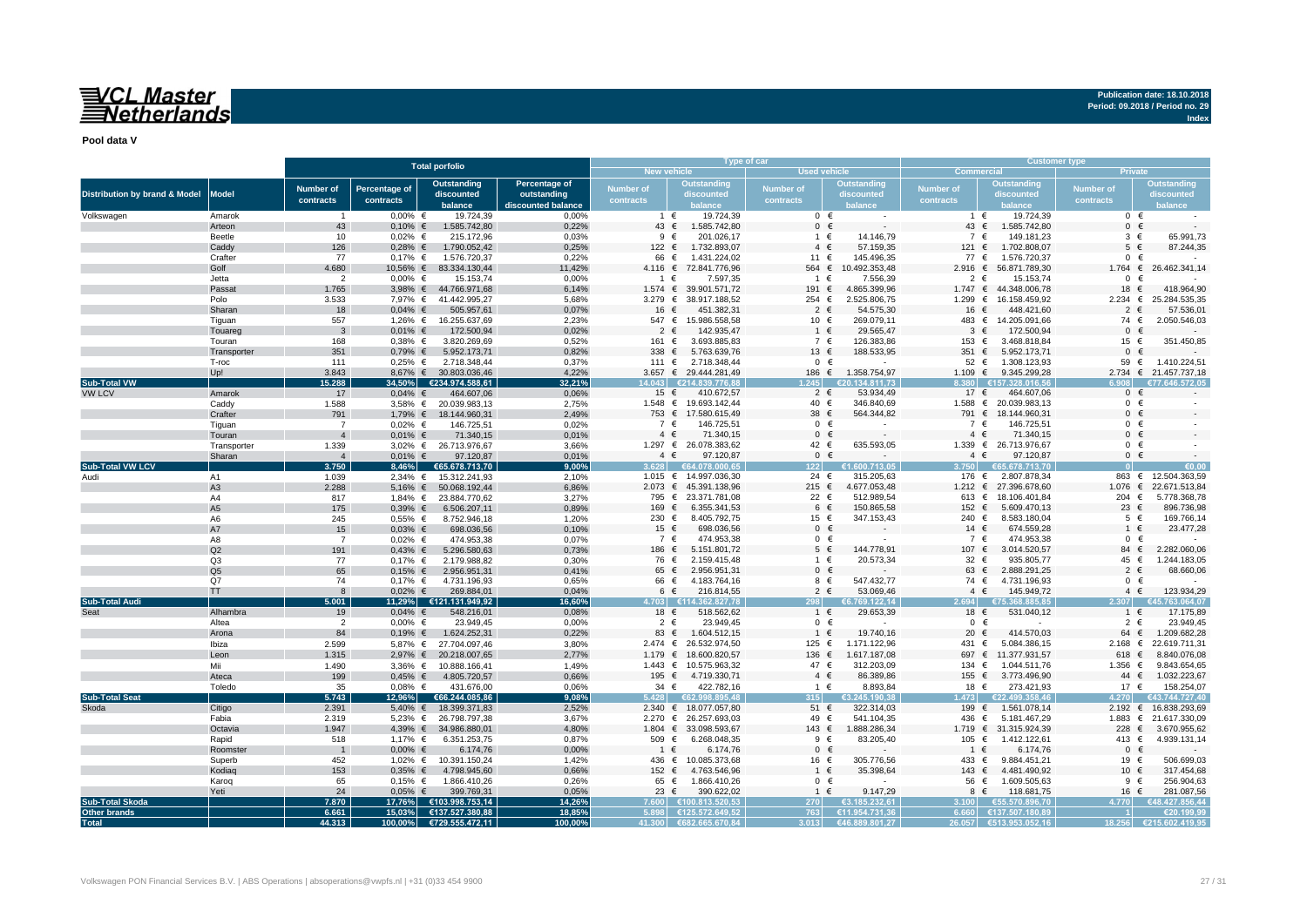**VCL Master Netherlands**

**Publication date: 18.10.2018**
**Period: 09.2018 / Period no. 29**
**Index**

**Pool data V**

| Distribution by brand & Model | Model | Total porfolio | | | | Type of car | | | | Customer type | | | |
|---|---|---|---|---|---|---|---|---|---|---|---|---|---|
| | | | | | | New vehicle | | Used vehicle | | Commercial | | Private | |
| | | Number of contracts | Percentage of contracts | Outstanding discounted balance | Percentage of outstanding discounted balance | Number of contracts | Outstanding discounted balance | Number of contracts | Outstanding discounted balance | Number of contracts | Outstanding discounted balance | Number of contracts | Outstanding discounted balance |
| Volkswagen | Amarok | 1 | 0,00% | € 19.724,39 | 0,00% | 1 | € 19.724,39 | 0 | € - | 1 | € 19.724,39 | 0 | € - |
| | Arteon | 43 | 0,10% | € 1.585.742,80 | 0,22% | 43 | € 1.585.742,80 | 0 | € - | 43 | € 1.585.742,80 | 0 | € - |
| | Beetle | 10 | 0,02% | € 215.172,96 | 0,03% | 9 | € 201.026,17 | 1 | € 14.146,79 | 7 | € 149.181,23 | 3 | € 65.991,73 |
| | Caddy | 126 | 0,28% | € 1.790.052,42 | 0,25% | 122 | € 1.732.893,07 | 4 | € 57.159,35 | 121 | € 1.702.808,07 | 5 | € 87.244,35 |
| | Crafter | 77 | 0,17% | € 1.576.720,37 | 0,22% | 66 | € 1.431.224,02 | 11 | € 145.496,35 | 77 | € 1.576.720,37 | 0 | € - |
| | Golf | 4.680 | 10,56% | € 83.334.130,44 | 11,42% | 4.116 | € 72.841.776,96 | 564 | € 10.492.353,48 | 2.916 | € 56.871.789,30 | 1.764 | € 26.462.341,14 |
| | Jetta | 2 | 0,00% | € 15.153,74 | 0,00% | 1 | € 7.597,35 | 1 | € 7.556,39 | 2 | € 15.153,74 | 0 | € - |
| | Passat | 1.765 | 3,98% | € 44.766.971,68 | 6,14% | 1.574 | € 39.901.571,72 | 191 | € 4.865.399,96 | 1.747 | € 44.348.006,78 | 18 | € 418.964,90 |
| | Polo | 3.533 | 7,97% | € 41.442.995,27 | 5,68% | 3.279 | € 38.917.188,52 | 254 | € 2.525.806,75 | 1.299 | € 16.158.459,92 | 2.234 | € 25.284.535,35 |
| | Sharan | 18 | 0,04% | € 505.957,61 | 0,07% | 16 | € 451.382,31 | 2 | € 54.575,30 | 16 | € 448.421,60 | 2 | € 57.536,01 |
| | Tiguan | 557 | 1,26% | € 16.255.637,69 | 2,23% | 547 | € 15.986.558,58 | 10 | € 269.079,11 | 483 | € 14.205.091,66 | 74 | € 2.050.546,03 |
| | Touareg | 3 | 0,01% | € 172.500,94 | 0,02% | 2 | € 142.935,47 | 1 | € 29.565,47 | 3 | € 172.500,94 | 0 | € - |
| | Touran | 168 | 0,38% | € 3.820.269,69 | 0,52% | 161 | € 3.693.885,83 | 7 | € 126.383,86 | 153 | € 3.468.818,84 | 15 | € 351.450,85 |
| | Transporter | 351 | 0,79% | € 5.952.173,71 | 0,82% | 338 | € 5.763.639,76 | 13 | € 188.533,95 | 351 | € 5.952.173,71 | 0 | € - |
| | T-roc | 111 | 0,25% | € 2.718.348,44 | 0,37% | 111 | € 2.718.348,44 | 0 | € - | 52 | € 1.308.123,93 | 59 | € 1.410.224,51 |
| | Up! | 3.843 | 8,67% | € 30.803.036,46 | 4,22% | 3.657 | € 29.444.281,49 | 186 | € 1.358.754,97 | 1.109 | € 9.345.299,28 | 2.734 | € 21.457.737,18 |
| **Sub-Total VW** | | **15.288** | **34,50%** | **€234.974.588,61** | **32,21%** | **14.043** | **€214.839.776,88** | **1.245** | **€20.134.811,73** | **8.380** | **€157.328.016,56** | **6.908** | **€77.646.572,05** |
| VW LCV | Amarok | 17 | 0,04% | € 464.607,06 | 0,06% | 15 | € 410.672,57 | 2 | € 53.934,49 | 17 | € 464.607,06 | 0 | € - |
| | Caddy | 1.588 | 3,58% | € 20.039.983,13 | 2,75% | 1.548 | € 19.693.142,44 | 40 | € 346.840,69 | 1.588 | € 20.039.983,13 | 0 | € - |
| | Crafter | 791 | 1,79% | € 18.144.960,31 | 2,49% | 753 | € 17.580.615,49 | 38 | € 564.344,82 | 791 | € 18.144.960,31 | 0 | € - |
| | Tiguan | 7 | 0,02% | € 146.725,51 | 0,02% | 7 | € 146.725,51 | 0 | € - | 7 | € 146.725,51 | 0 | € - |
| | Touran | 4 | 0,01% | € 71.340,15 | 0,01% | 4 | € 71.340,15 | 0 | € - | 4 | € 71.340,15 | 0 | € - |
| | Transporter | 1.339 | 3,02% | € 26.713.976,67 | 3,66% | 1.297 | € 26.078.383,62 | 42 | € 635.593,05 | 1.339 | € 26.713.976,67 | 0 | € - |
| | Sharan | 4 | 0,01% | € 97.120,87 | 0,01% | 4 | € 97.120,87 | 0 | € - | 4 | € 97.120,87 | 0 | € - |
| **Sub-Total VW LCV** | | **3.750** | **8,46%** | **€65.678.713,70** | **9,00%** | **3.628** | **€64.078.000,65** | **122** | **€1.600.713,05** | **3.750** | **€65.678.713,70** | **0** | **€0,00** |
| Audi | A1 | 1.039 | 2,34% | € 15.312.241,93 | 2,10% | 1.015 | € 14.997.036,30 | 24 | € 315.205,63 | 176 | € 2.807.878,34 | 863 | € 12.504.363,59 |
| | A3 | 2.288 | 5,16% | € 50.068.192,44 | 6,86% | 2.073 | € 45.391.138,96 | 215 | € 4.677.053,48 | 1.212 | € 27.396.678,60 | 1.076 | € 22.671.513,84 |
| | A4 | 817 | 1,84% | € 23.884.770,62 | 3,27% | 795 | € 23.371.781,08 | 22 | € 512.989,54 | 613 | € 18.106.401,84 | 204 | € 5.778.368,78 |
| | A5 | 175 | 0,39% | € 6.506.207,11 | 0,89% | 169 | € 6.355.341,53 | 6 | € 150.865,58 | 152 | € 5.609.470,13 | 23 | € 896.736,98 |
| | A6 | 245 | 0,55% | € 8.752.946,18 | 1,20% | 230 | € 8.405.792,75 | 15 | € 347.153,43 | 240 | € 8.583.180,04 | 5 | € 169.766,14 |
| | A7 | 15 | 0,03% | € 698.036,56 | 0,10% | 15 | € 698.036,56 | 0 | € - | 14 | € 674.559,28 | 1 | € 23.477,28 |
| | A8 | 7 | 0,02% | € 474.953,38 | 0,07% | 7 | € 474.953,38 | 0 | € - | 7 | € 474.953,38 | 0 | € - |
| | Q2 | 191 | 0,43% | € 5.296.580,63 | 0,73% | 186 | € 5.151.801,72 | 5 | € 144.778,91 | 107 | € 3.014.520,57 | 84 | € 2.282.060,06 |
| | Q3 | 77 | 0,17% | € 2.179.988,82 | 0,30% | 76 | € 2.159.415,48 | 1 | € 20.573,34 | 32 | € 935.805,77 | 45 | € 1.244.183,05 |
| | Q5 | 65 | 0,15% | € 2.956.951,31 | 0,41% | 65 | € 2.956.951,31 | 0 | € - | 63 | € 2.888.291,25 | 2 | € 68.660,06 |
| | Q7 | 74 | 0,17% | € 4.731.196,93 | 0,65% | 66 | € 4.183.764,16 | 8 | € 547.432,77 | 74 | € 4.731.196,93 | 0 | € - |
| | TT | 8 | 0,02% | € 269.884,01 | 0,04% | 6 | € 216.814,55 | 2 | € 53.069,46 | 4 | € 145.949,72 | 4 | € 123.934,29 |
| **Sub-Total Audi** | | **5.001** | **11,29%** | **€121.131.949,92** | **16,60%** | **4.703** | **€114.362.827,78** | **298** | **€6.769.122,14** | **2.694** | **€75.368.885,85** | **2.307** | **€45.763.064,07** |
| Seat | Alhambra | 19 | 0,04% | € 548.216,01 | 0,08% | 18 | € 518.562,62 | 1 | € 29.653,39 | 18 | € 531.040,12 | 1 | € 17.175,89 |
| | Altea | 2 | 0,00% | € 23.949,45 | 0,00% | 2 | € 23.949,45 | 0 | € - | 0 | € - | 2 | € 23.949,45 |
| | Arona | 84 | 0,19% | € 1.624.252,31 | 0,22% | 83 | € 1.604.512,15 | 1 | € 19.740,16 | 20 | € 414.570,03 | 64 | € 1.209.682,28 |
| | Ibiza | 2.599 | 5,87% | € 27.704.097,46 | 3,80% | 2.474 | € 26.532.974,50 | 125 | € 1.171.122,96 | 431 | € 5.084.386,15 | 2.168 | € 22.619.711,31 |
| | Leon | 1.315 | 2,97% | € 20.218.007,65 | 2,77% | 1.179 | € 18.600.820,57 | 136 | € 1.617.187,08 | 697 | € 11.377.931,57 | 618 | € 8.840.076,08 |
| | Mii | 1.490 | 3,36% | € 10.888.166,41 | 1,49% | 1.443 | € 10.575.963,32 | 47 | € 312.203,09 | 134 | € 1.044.511,76 | 1.356 | € 9.843.654,65 |
| | Ateca | 199 | 0,45% | € 4.805.720,57 | 0,66% | 195 | € 4.719.330,71 | 4 | € 86.389,86 | 155 | € 3.773.496,90 | 44 | € 1.032.223,67 |
| | Toledo | 35 | 0,08% | € 431.676,00 | 0,06% | 34 | € 422.782,16 | 1 | € 8.893,84 | 18 | € 273.421,93 | 17 | € 158.254,07 |
| **Sub-Total Seat** | | **5.743** | **12,96%** | **€66.244.085,86** | **9,08%** | **5.428** | **€62.998.895,48** | **315** | **€3.245.190,38** | **1.473** | **€22.499.358,46** | **4.270** | **€43.744.727,40** |
| Skoda | Citigo | 2.391 | 5,40% | € 18.399.371,83 | 2,52% | 2.340 | € 18.077.057,80 | 51 | € 322.314,03 | 199 | € 1.561.078,14 | 2.192 | € 16.838.293,69 |
| | Fabia | 2.319 | 5,23% | € 26.798.797,38 | 3,67% | 2.270 | € 26.257.693,03 | 49 | € 541.104,35 | 436 | € 5.181.467,29 | 1.883 | € 21.617.330,09 |
| | Octavia | 1.947 | 4,39% | € 34.986.880,01 | 4,80% | 1.804 | € 33.098.593,67 | 143 | € 1.888.286,34 | 1.719 | € 31.315.924,39 | 228 | € 3.670.955,62 |
| | Rapid | 518 | 1,17% | € 6.351.253,75 | 0,87% | 509 | € 6.268.048,35 | 9 | € 83.205,40 | 105 | € 1.412.122,61 | 413 | € 4.939.131,14 |
| | Roomster | 1 | 0,00% | € 6.174,76 | 0,00% | 1 | € 6.174,76 | 0 | € - | 1 | € 6.174,76 | 0 | € - |
| | Superb | 452 | 1,02% | € 10.391.150,24 | 1,42% | 436 | € 10.085.373,68 | 16 | € 305.776,56 | 433 | € 9.884.451,21 | 19 | € 506.699,03 |
| | Kodiaq | 153 | 0,35% | € 4.798.945,60 | 0,66% | 152 | € 4.763.546,96 | 1 | € 35.398,64 | 143 | € 4.481.490,92 | 10 | € 317.454,68 |
| | Karoq | 65 | 0,15% | € 1.866.410,26 | 0,26% | 65 | € 1.866.410,26 | 0 | € - | 56 | € 1.609.506,63 | 9 | € 256.904,63 |
| | Yeti | 24 | 0,05% | € 399.769,31 | 0,05% | 23 | € 390.622,02 | 1 | € 9.147,29 | 8 | € 118.681,75 | 16 | € 281.087,56 |
| **Sub-Total Skoda** | | **7.870** | **17,76%** | **€103.998.753,14** | **14,26%** | **7.600** | **€100.813.520,53** | **270** | **€3.185.232,61** | **3.100** | **€55.570.896,70** | **4.770** | **€48.427.856,44** |
| **Other brands** | | **6.661** | **15,03%** | **€137.527.380,88** | **18,85%** | **5.898** | **€125.572.649,52** | **763** | **€11.954.731,36** | **6.660** | **€137.507.180,89** | **1** | **€20.199,99** |
| **Total** | | **44.313** | **100,00%** | **€729.555.472,11** | **100,00%** | **41.300** | **€682.665.670,84** | **3.013** | **€46.889.801,27** | **26.057** | **€513.953.052,16** | **18.256** | **€215.602.419,95** |

Volkswagen PON Financial Services B.V. | ABS Operations | absoperations@vwpfs.nl | +31 (0)33 454 9900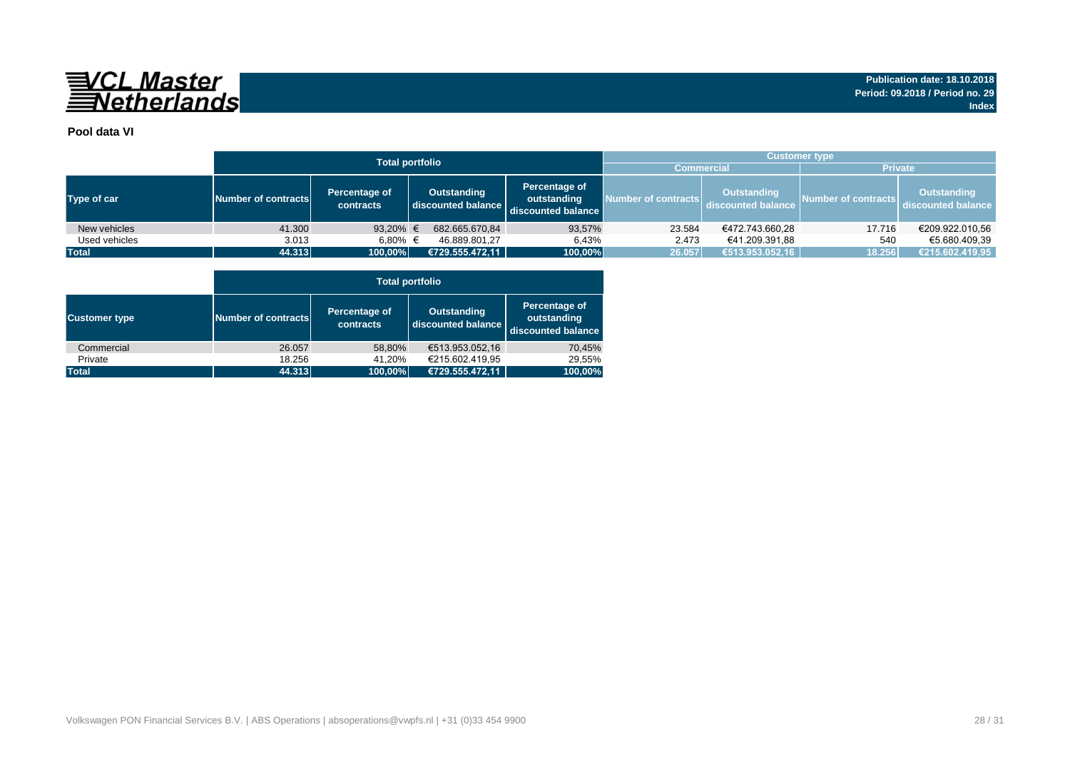**VCL Master Netherlands**

**Publication date: 18.10.2018**
**Period: 09.2018 / Period no. 29**
**Index**

**Pool data VI**

| | Total portfolio | | | | Customer type | | | |
|---|---|---|---|---|---|---|---|---|
| | | | | | Commercial | | Private | |
| Type of car | Number of contracts | Percentage of contracts | Outstanding discounted balance | Percentage of outstanding discounted balance | Number of contracts | Outstanding discounted balance | Number of contracts | Outstanding discounted balance |
| New vehicles | 41.300 | 93,20% | € 682.665.670,84 | 93,57% | 23.584 | €472.743.660,28 | 17.716 | €209.922.010,56 |
| Used vehicles | 3.013 | 6,80% | € 46.889.801,27 | 6,43% | 2.473 | €41.209.391,88 | 540 | €5.680.409,39 |
| **Total** | **44.313** | **100,00%** | **€729.555.472,11** | **100,00%** | **26.057** | **€513.953.052,16** | **18.256** | **€215.602.419,95** |

| | Total portfolio | | | |
|---|---|---|---|---|
| Customer type | Number of contracts | Percentage of contracts | Outstanding discounted balance | Percentage of outstanding discounted balance |
| Commercial | 26.057 | 58,80% | €513.953.052,16 | 70,45% |
| Private | 18.256 | 41,20% | €215.602.419,95 | 29,55% |
| **Total** | **44.313** | **100,00%** | **€729.555.472,11** | **100,00%** |

Volkswagen PON Financial Services B.V. | ABS Operations | absoperations@vwpfs.nl | +31 (0)33 454 9900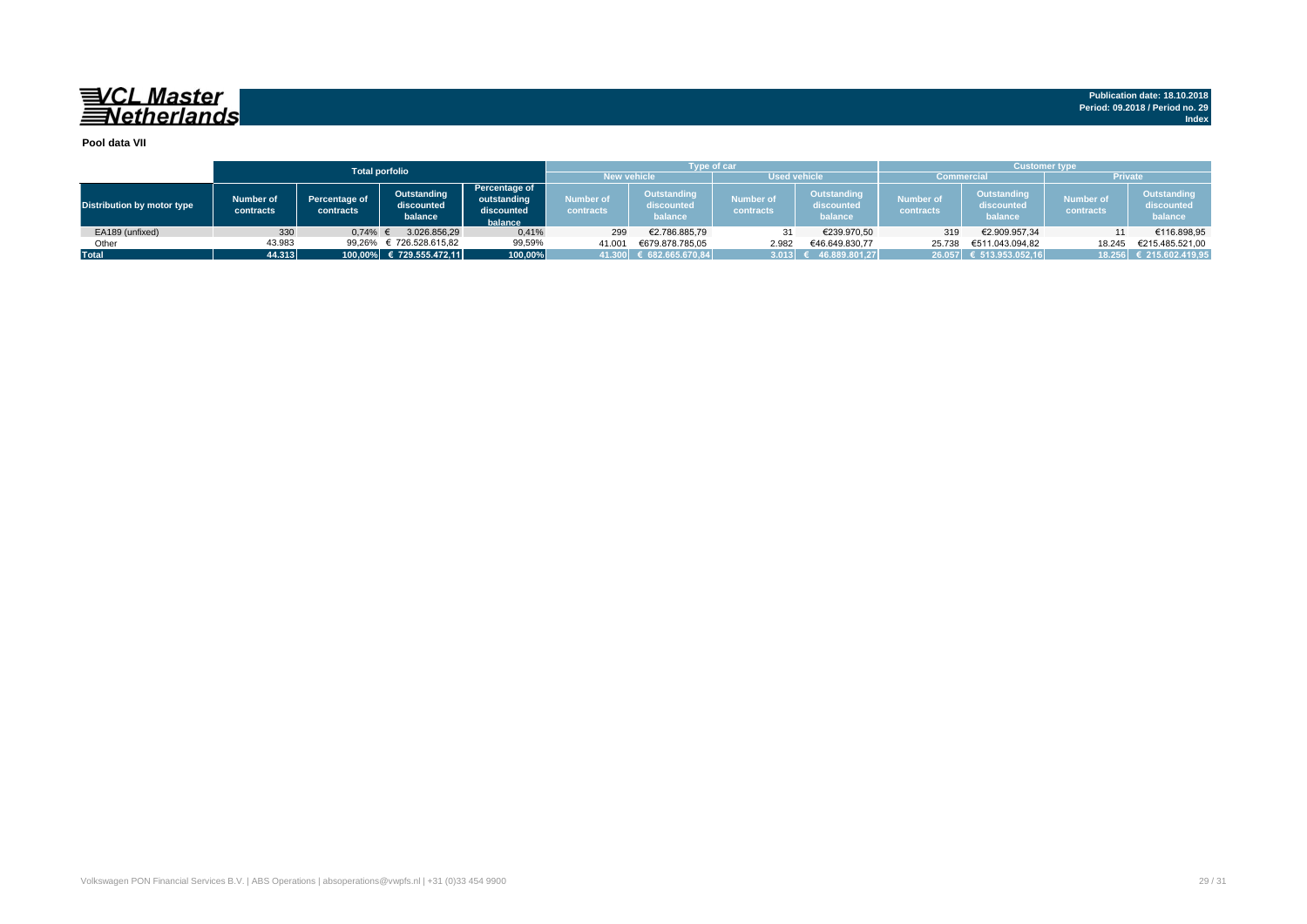VCL Master Netherlands

Publication date: 18.10.2018
Period: 09.2018 / Period no. 29
Index

**Pool data VII**

| Distribution by motor type | Total porfolio | | | | Type of car | | | | Customer type | | | |
|---|---|---|---|---|---|---|---|---|---|---|---|---|
| | | | | | New vehicle | | Used vehicle | | Commercial | | Private | |
| | Number of contracts | Percentage of contracts | Outstanding discounted balance | Percentage of outstanding discounted balance | Number of contracts | Outstanding discounted balance | Number of contracts | Outstanding discounted balance | Number of contracts | Outstanding discounted balance | Number of contracts | Outstanding discounted balance |
| EA189 (unfixed) | 330 | 0,74% | € 3.026.856,29 | 0,41% | 299 | €2.786.885,79 | 31 | €239.970,50 | 319 | €2.909.957,34 | 11 | €116.898,95 |
| Other | 43.983 | 99,26% | € 726.528.615,82 | 99,59% | 41.001 | €679.878.785,05 | 2.982 | €46.649.830,77 | 25.738 | €511.043.094,82 | 18.245 | €215.485.521,00 |
| **Total** | **44.313** | **100,00%** | **€ 729.555.472,11** | **100,00%** | **41.300** | **€ 682.665.670,84** | **3.013** | **€ 46.889.801,27** | **26.057** | **€ 513.953.052,16** | **18.256** | **€ 215.602.419,95** |

Volkswagen PON Financial Services B.V. | ABS Operations | absoperations@vwpfs.nl | +31 (0)33 454 9900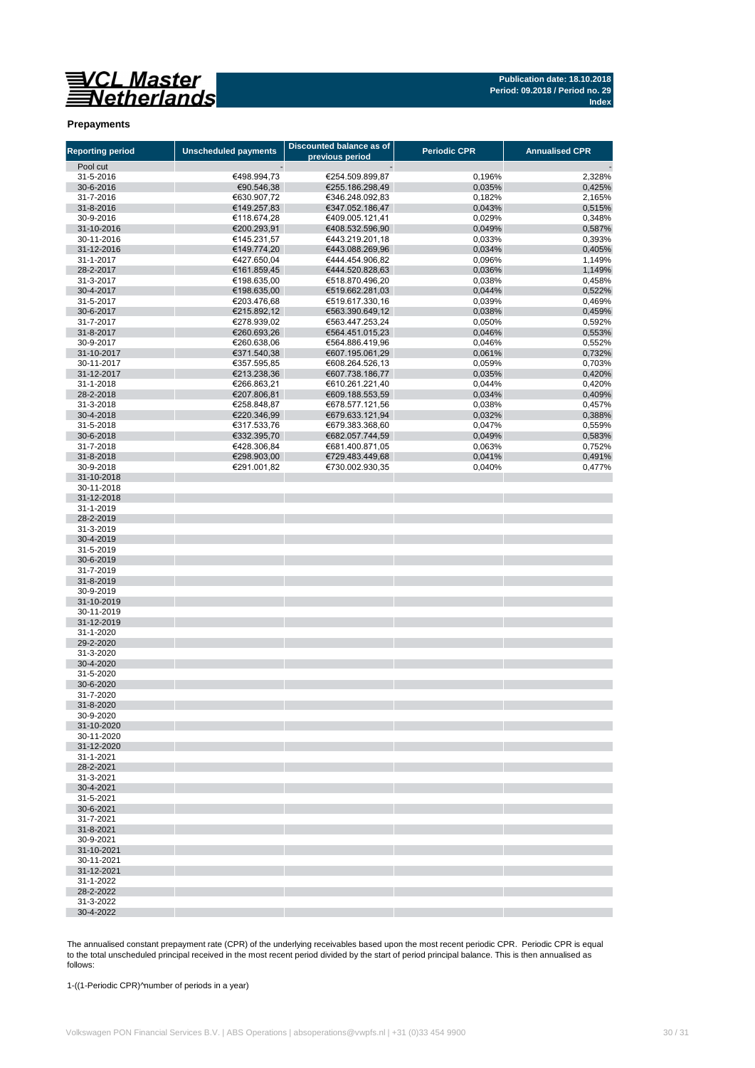**VCL Master Netherlands**

Publication date: 18.10.2018
Period: 09.2018 / Period no. 29
Index

## Prepayments

| Reporting period | Unscheduled payments | Discounted balance as of previous period | Periodic CPR | Annualised CPR |
|---|---|---|---|---|
| Pool cut | - | - | | - |
| 31-5-2016 | €498.994,73 | €254.509.899,87 | 0,196% | 2,328% |
| 30-6-2016 | €90.546,38 | €255.186.298,49 | 0,035% | 0,425% |
| 31-7-2016 | €630.907,72 | €346.248.092,83 | 0,182% | 2,165% |
| 31-8-2016 | €149.257,83 | €347.052.186,47 | 0,043% | 0,515% |
| 30-9-2016 | €118.674,28 | €409.005.121,41 | 0,029% | 0,348% |
| 31-10-2016 | €200.293,91 | €408.532.596,90 | 0,049% | 0,587% |
| 30-11-2016 | €145.231,57 | €443.219.201,18 | 0,033% | 0,393% |
| 31-12-2016 | €149.774,20 | €443.088.269,96 | 0,034% | 0,405% |
| 31-1-2017 | €427.650,04 | €444.454.906,82 | 0,096% | 1,149% |
| 28-2-2017 | €161.859,45 | €444.520.828,63 | 0,036% | 1,149% |
| 31-3-2017 | €198.635,00 | €518.870.496,20 | 0,038% | 0,458% |
| 30-4-2017 | €198.635,00 | €519.662.281,03 | 0,044% | 0,522% |
| 31-5-2017 | €203.476,68 | €519.617.330,16 | 0,039% | 0,469% |
| 30-6-2017 | €215.892,12 | €563.390.649,12 | 0,038% | 0,459% |
| 31-7-2017 | €278.939,02 | €563.447.253,24 | 0,050% | 0,592% |
| 31-8-2017 | €260.693,26 | €564.451.015,23 | 0,046% | 0,553% |
| 30-9-2017 | €260.638,06 | €564.886.419,96 | 0,046% | 0,552% |
| 31-10-2017 | €371.540,38 | €607.195.061,29 | 0,061% | 0,732% |
| 30-11-2017 | €357.595,85 | €608.264.526,13 | 0,059% | 0,703% |
| 31-12-2017 | €213.238,36 | €607.738.186,77 | 0,035% | 0,420% |
| 31-1-2018 | €266.863,21 | €610.261.221,40 | 0,044% | 0,420% |
| 28-2-2018 | €207.806,81 | €609.188.553,59 | 0,034% | 0,409% |
| 31-3-2018 | €258.848,87 | €678.577.121,56 | 0,038% | 0,457% |
| 30-4-2018 | €220.346,99 | €679.633.121,94 | 0,032% | 0,388% |
| 31-5-2018 | €317.533,76 | €679.383.368,60 | 0,047% | 0,559% |
| 30-6-2018 | €332.395,70 | €682.057.744,59 | 0,049% | 0,583% |
| 31-7-2018 | €428.306,84 | €681.400.871,05 | 0,063% | 0,752% |
| 31-8-2018 | €298.903,00 | €729.483.449,68 | 0,041% | 0,491% |
| 30-9-2018 | €291.001,82 | €730.002.930,35 | 0,040% | 0,477% |
| 31-10-2018 | | | | |
| 30-11-2018 | | | | |
| 31-12-2018 | | | | |
| 31-1-2019 | | | | |
| 28-2-2019 | | | | |
| 31-3-2019 | | | | |
| 30-4-2019 | | | | |
| 31-5-2019 | | | | |
| 30-6-2019 | | | | |
| 31-7-2019 | | | | |
| 31-8-2019 | | | | |
| 30-9-2019 | | | | |
| 31-10-2019 | | | | |
| 30-11-2019 | | | | |
| 31-12-2019 | | | | |
| 31-1-2020 | | | | |
| 29-2-2020 | | | | |
| 31-3-2020 | | | | |
| 30-4-2020 | | | | |
| 31-5-2020 | | | | |
| 30-6-2020 | | | | |
| 31-7-2020 | | | | |
| 31-8-2020 | | | | |
| 30-9-2020 | | | | |
| 31-10-2020 | | | | |
| 30-11-2020 | | | | |
| 31-12-2020 | | | | |
| 31-1-2021 | | | | |
| 28-2-2021 | | | | |
| 31-3-2021 | | | | |
| 30-4-2021 | | | | |
| 31-5-2021 | | | | |
| 30-6-2021 | | | | |
| 31-7-2021 | | | | |
| 31-8-2021 | | | | |
| 30-9-2021 | | | | |
| 31-10-2021 | | | | |
| 30-11-2021 | | | | |
| 31-12-2021 | | | | |
| 31-1-2022 | | | | |
| 28-2-2022 | | | | |
| 31-3-2022 | | | | |
| 30-4-2022 | | | | |

The annualised constant prepayment rate (CPR) of the underlying receivables based upon the most recent periodic CPR. Periodic CPR is equal to the total unscheduled principal received in the most recent period divided by the start of period principal balance. This is then annualised as follows:

1-((1-Periodic CPR)^number of periods in a year)

Volkswagen PON Financial Services B.V. | ABS Operations | absoperations@vwpfs.nl | +31 (0)33 454 9900